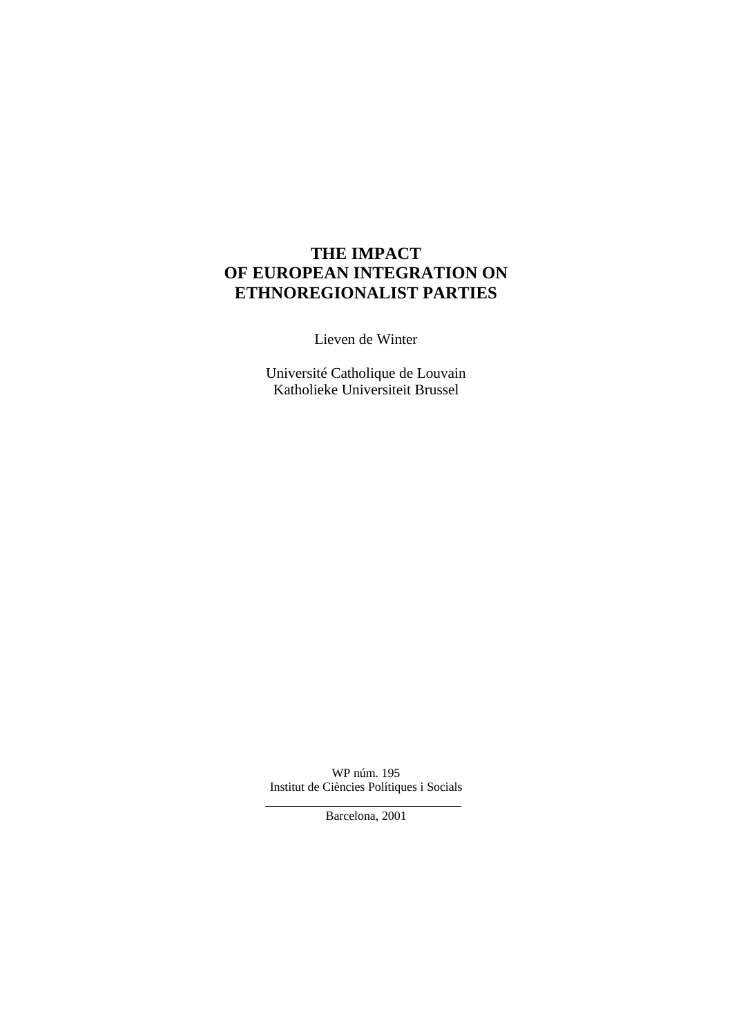# THE IMPACT OF EUROPEAN INTEGRATION ON ETHNOREGIONALIST PARTIES

Lieven de Winter

Université Catholique de Louvain
Katholieke Universiteit Brussel

WP núm. 195
Institut de Ciències Polítiques i Socials

Barcelona, 2001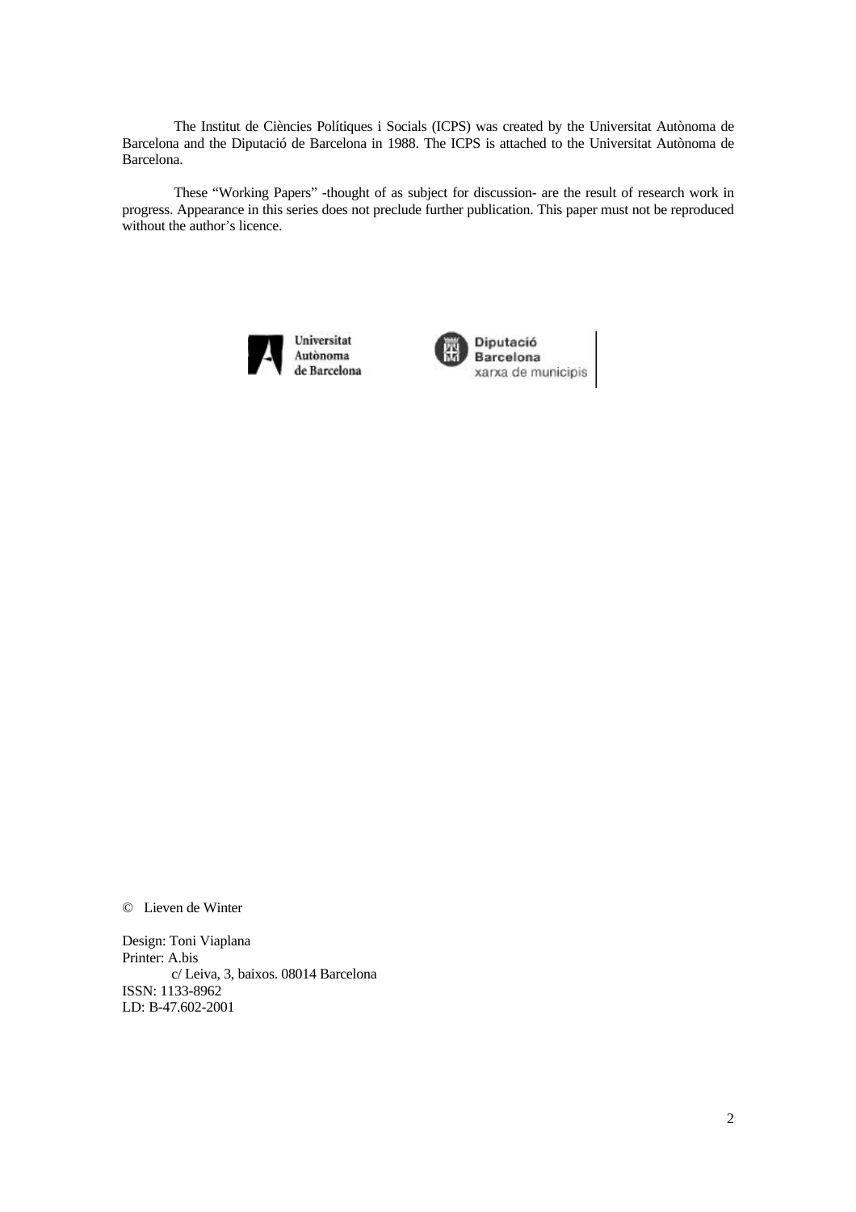The Institut de Ciències Polítiques i Socials (ICPS) was created by the Universitat Autònoma de Barcelona and the Diputació de Barcelona in 1988. The ICPS is attached to the Universitat Autònoma de Barcelona.

These "Working Papers" -thought of as subject for discussion- are the result of research work in progress. Appearance in this series does not preclude further publication. This paper must not be reproduced without the author's licence.

Universitat Autònoma de Barcelona

Diputació Barcelona
xarxa de municipis

© Lieven de Winter

Design: Toni Viaplana
Printer: A.bis
c/ Leiva, 3, baixos. 08014 Barcelona
ISSN: 1133-8962
LD: B-47.602-2001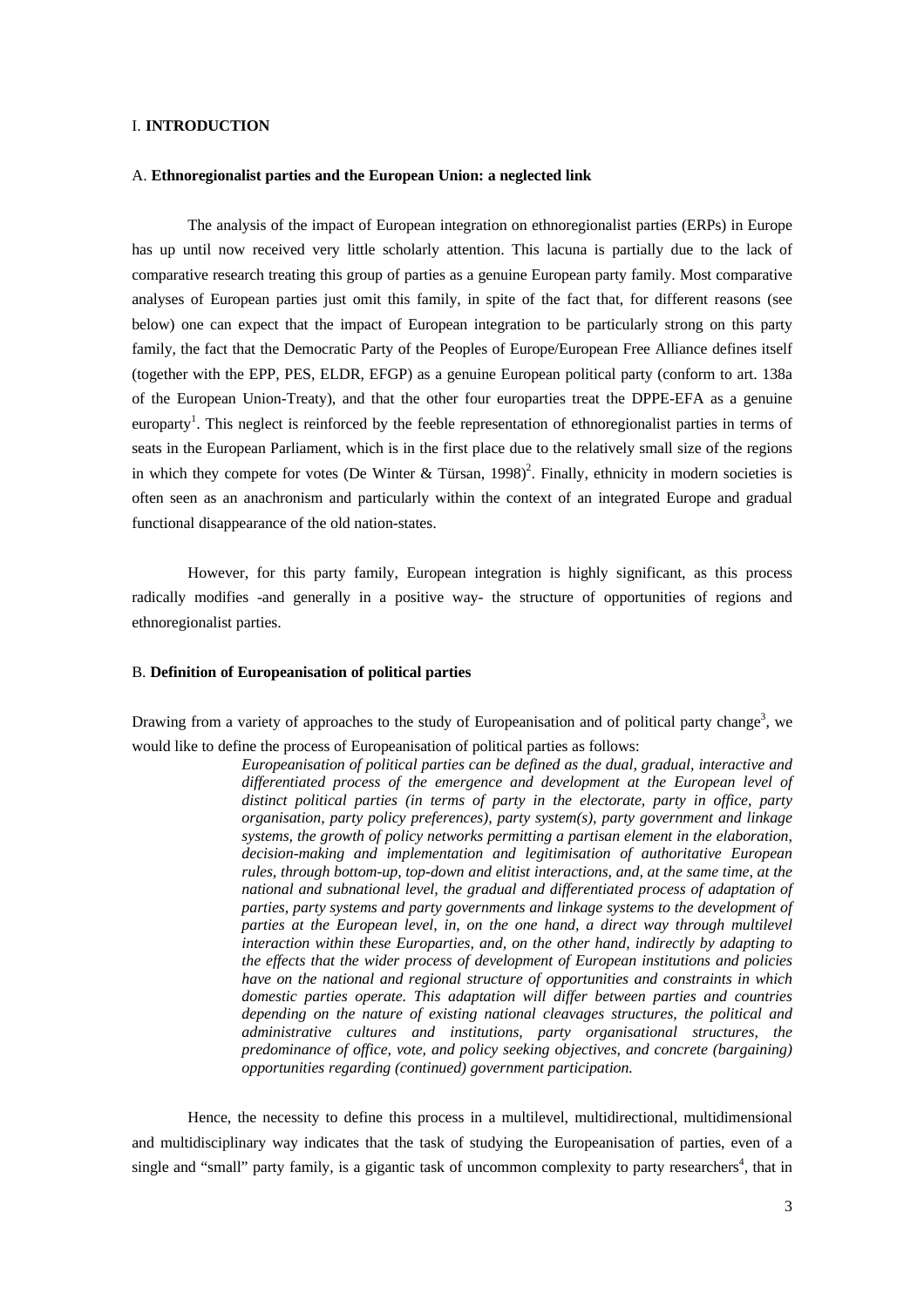## I. **INTRODUCTION**

### A. **Ethnoregionalist parties and the European Union: a neglected link**

The analysis of the impact of European integration on ethnoregionalist parties (ERPs) in Europe has up until now received very little scholarly attention. This lacuna is partially due to the lack of comparative research treating this group of parties as a genuine European party family. Most comparative analyses of European parties just omit this family, in spite of the fact that, for different reasons (see below) one can expect that the impact of European integration to be particularly strong on this party family, the fact that the Democratic Party of the Peoples of Europe/European Free Alliance defines itself (together with the EPP, PES, ELDR, EFGP) as a genuine European political party (conform to art. 138a of the European Union-Treaty), and that the other four europarties treat the DPPE-EFA as a genuine europarty[1]. This neglect is reinforced by the feeble representation of ethnoregionalist parties in terms of seats in the European Parliament, which is in the first place due to the relatively small size of the regions in which they compete for votes (De Winter & Türsan, 1998)[2]. Finally, ethnicity in modern societies is often seen as an anachronism and particularly within the context of an integrated Europe and gradual functional disappearance of the old nation-states.

However, for this party family, European integration is highly significant, as this process radically modifies -and generally in a positive way- the structure of opportunities of regions and ethnoregionalist parties.

### B. **Definition of Europeanisation of political parties**

Drawing from a variety of approaches to the study of Europeanisation and of political party change[3], we would like to define the process of Europeanisation of political parties as follows:

> *Europeanisation of political parties can be defined as the dual, gradual, interactive and differentiated process of the emergence and development at the European level of distinct political parties (in terms of party in the electorate, party in office, party organisation, party policy preferences), party system(s), party government and linkage systems, the growth of policy networks permitting a partisan element in the elaboration, decision-making and implementation and legitimisation of authoritative European rules, through bottom-up, top-down and elitist interactions, and, at the same time, at the national and subnational level, the gradual and differentiated process of adaptation of parties, party systems and party governments and linkage systems to the development of parties at the European level, in, on the one hand, a direct way through multilevel interaction within these Europarties, and, on the other hand, indirectly by adapting to the effects that the wider process of development of European institutions and policies have on the national and regional structure of opportunities and constraints in which domestic parties operate. This adaptation will differ between parties and countries depending on the nature of existing national cleavages structures, the political and administrative cultures and institutions, party organisational structures, the predominance of office, vote, and policy seeking objectives, and concrete (bargaining) opportunities regarding (continued) government participation.*

Hence, the necessity to define this process in a multilevel, multidirectional, multidimensional and multidisciplinary way indicates that the task of studying the Europeanisation of parties, even of a single and "small" party family, is a gigantic task of uncommon complexity to party researchers[4], that in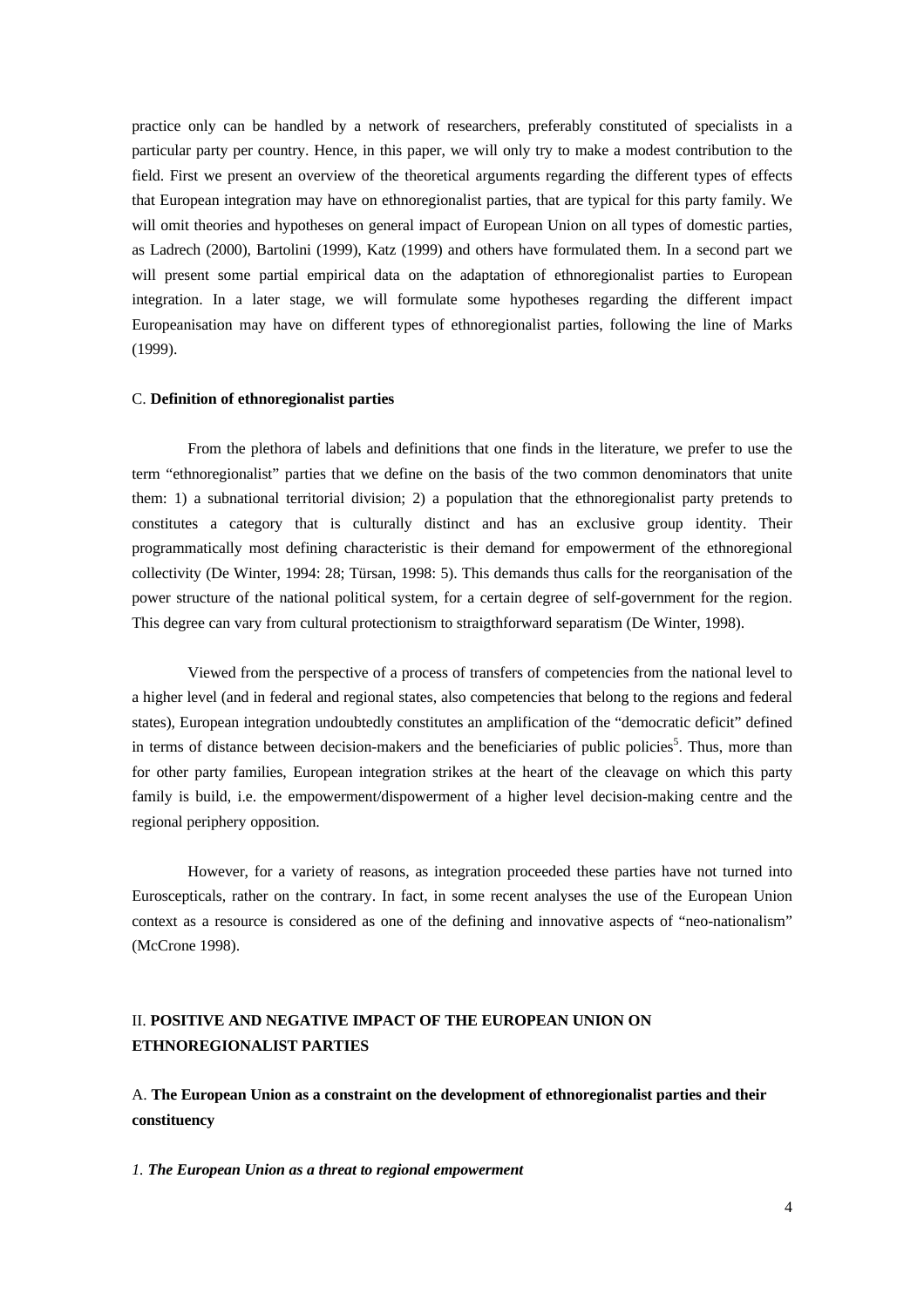practice only can be handled by a network of researchers, preferably constituted of specialists in a particular party per country. Hence, in this paper, we will only try to make a modest contribution to the field. First we present an overview of the theoretical arguments regarding the different types of effects that European integration may have on ethnoregionalist parties, that are typical for this party family. We will omit theories and hypotheses on general impact of European Union on all types of domestic parties, as Ladrech (2000), Bartolini (1999), Katz (1999) and others have formulated them. In a second part we will present some partial empirical data on the adaptation of ethnoregionalist parties to European integration. In a later stage, we will formulate some hypotheses regarding the different impact Europeanisation may have on different types of ethnoregionalist parties, following the line of Marks (1999).

### C. **Definition of ethnoregionalist parties**

From the plethora of labels and definitions that one finds in the literature, we prefer to use the term "ethnoregionalist" parties that we define on the basis of the two common denominators that unite them: 1) a subnational territorial division; 2) a population that the ethnoregionalist party pretends to constitutes a category that is culturally distinct and has an exclusive group identity. Their programmatically most defining characteristic is their demand for empowerment of the ethnoregional collectivity (De Winter, 1994: 28; Türsan, 1998: 5). This demands thus calls for the reorganisation of the power structure of the national political system, for a certain degree of self-government for the region. This degree can vary from cultural protectionism to straigthforward separatism (De Winter, 1998).

Viewed from the perspective of a process of transfers of competencies from the national level to a higher level (and in federal and regional states, also competencies that belong to the regions and federal states), European integration undoubtedly constitutes an amplification of the "democratic deficit" defined in terms of distance between decision-makers and the beneficiaries of public policies[5]. Thus, more than for other party families, European integration strikes at the heart of the cleavage on which this party family is build, i.e. the empowerment/dispowerment of a higher level decision-making centre and the regional periphery opposition.

However, for a variety of reasons, as integration proceeded these parties have not turned into Eurosceptical, rather on the contrary. In fact, in some recent analyses the use of the European Union context as a resource is considered as one of the defining and innovative aspects of "neo-nationalism" (McCrone 1998).

## II. **POSITIVE AND NEGATIVE IMPACT OF THE EUROPEAN UNION ON ETHNOREGIONALIST PARTIES**

### A. **The European Union as a constraint on the development of ethnoregionalist parties and their constituency**

#### *1. **The European Union as a threat to regional empowerment***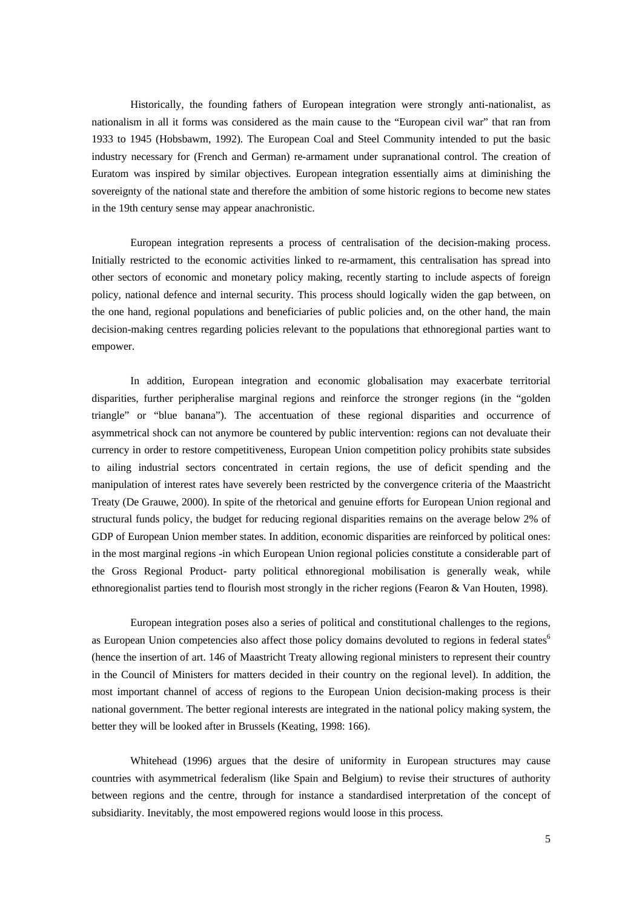Historically, the founding fathers of European integration were strongly anti-nationalist, as nationalism in all it forms was considered as the main cause to the "European civil war" that ran from 1933 to 1945 (Hobsbawm, 1992). The European Coal and Steel Community intended to put the basic industry necessary for (French and German) re-armament under supranational control. The creation of Euratom was inspired by similar objectives. European integration essentially aims at diminishing the sovereignty of the national state and therefore the ambition of some historic regions to become new states in the 19th century sense may appear anachronistic.

European integration represents a process of centralisation of the decision-making process. Initially restricted to the economic activities linked to re-armament, this centralisation has spread into other sectors of economic and monetary policy making, recently starting to include aspects of foreign policy, national defence and internal security. This process should logically widen the gap between, on the one hand, regional populations and beneficiaries of public policies and, on the other hand, the main decision-making centres regarding policies relevant to the populations that ethnoregional parties want to empower.

In addition, European integration and economic globalisation may exacerbate territorial disparities, further peripheralise marginal regions and reinforce the stronger regions (in the "golden triangle" or "blue banana"). The accentuation of these regional disparities and occurrence of asymmetrical shock can not anymore be countered by public intervention: regions can not devaluate their currency in order to restore competitiveness, European Union competition policy prohibits state subsides to ailing industrial sectors concentrated in certain regions, the use of deficit spending and the manipulation of interest rates have severely been restricted by the convergence criteria of the Maastricht Treaty (De Grauwe, 2000). In spite of the rhetorical and genuine efforts for European Union regional and structural funds policy, the budget for reducing regional disparities remains on the average below 2% of GDP of European Union member states. In addition, economic disparities are reinforced by political ones: in the most marginal regions -in which European Union regional policies constitute a considerable part of the Gross Regional Product- party political ethnoregional mobilisation is generally weak, while ethnoregionalist parties tend to flourish most strongly in the richer regions (Fearon & Van Houten, 1998).

European integration poses also a series of political and constitutional challenges to the regions, as European Union competencies also affect those policy domains devoluted to regions in federal states[6] (hence the insertion of art. 146 of Maastricht Treaty allowing regional ministers to represent their country in the Council of Ministers for matters decided in their country on the regional level). In addition, the most important channel of access of regions to the European Union decision-making process is their national government. The better regional interests are integrated in the national policy making system, the better they will be looked after in Brussels (Keating, 1998: 166).

Whitehead (1996) argues that the desire of uniformity in European structures may cause countries with asymmetrical federalism (like Spain and Belgium) to revise their structures of authority between regions and the centre, through for instance a standardised interpretation of the concept of subsidiarity. Inevitably, the most empowered regions would loose in this process.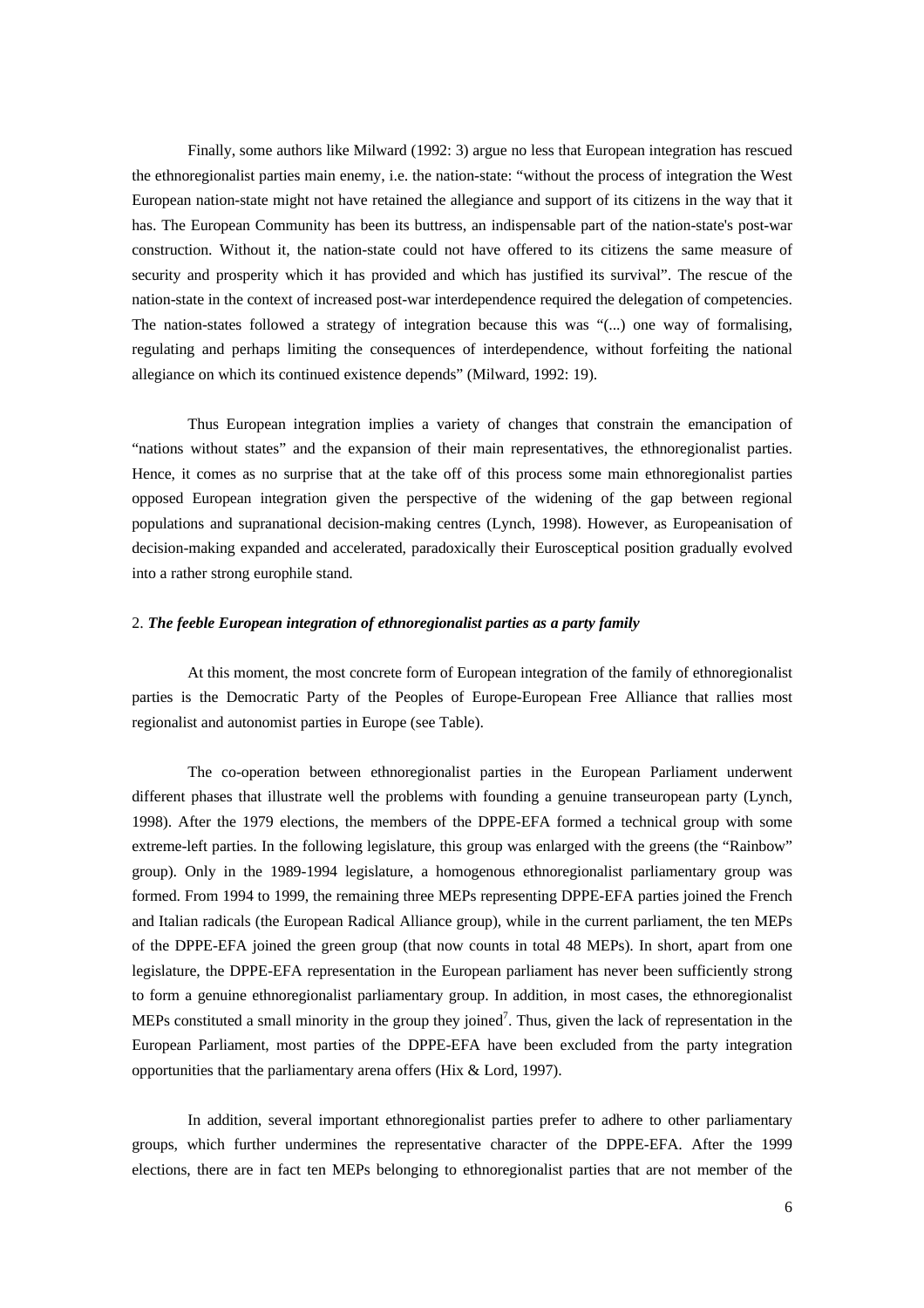Finally, some authors like Milward (1992: 3) argue no less that European integration has rescued the ethnoregionalist parties main enemy, i.e. the nation-state: "without the process of integration the West European nation-state might not have retained the allegiance and support of its citizens in the way that it has. The European Community has been its buttress, an indispensable part of the nation-state's post-war construction. Without it, the nation-state could not have offered to its citizens the same measure of security and prosperity which it has provided and which has justified its survival". The rescue of the nation-state in the context of increased post-war interdependence required the delegation of competencies. The nation-states followed a strategy of integration because this was "(...) one way of formalising, regulating and perhaps limiting the consequences of interdependence, without forfeiting the national allegiance on which its continued existence depends" (Milward, 1992: 19).

Thus European integration implies a variety of changes that constrain the emancipation of "nations without states" and the expansion of their main representatives, the ethnoregionalist parties. Hence, it comes as no surprise that at the take off of this process some main ethnoregionalist parties opposed European integration given the perspective of the widening of the gap between regional populations and supranational decision-making centres (Lynch, 1998). However, as Europeanisation of decision-making expanded and accelerated, paradoxically their Eurosceptical position gradually evolved into a rather strong europhile stand.

## 2. *The feeble European integration of ethnoregionalist parties as a party family*

At this moment, the most concrete form of European integration of the family of ethnoregionalist parties is the Democratic Party of the Peoples of Europe-European Free Alliance that rallies most regionalist and autonomist parties in Europe (see Table).

The co-operation between ethnoregionalist parties in the European Parliament underwent different phases that illustrate well the problems with founding a genuine transeuropean party (Lynch, 1998). After the 1979 elections, the members of the DPPE-EFA formed a technical group with some extreme-left parties. In the following legislature, this group was enlarged with the greens (the "Rainbow" group). Only in the 1989-1994 legislature, a homogenous ethnoregionalist parliamentary group was formed. From 1994 to 1999, the remaining three MEPs representing DPPE-EFA parties joined the French and Italian radicals (the European Radical Alliance group), while in the current parliament, the ten MEPs of the DPPE-EFA joined the green group (that now counts in total 48 MEPs). In short, apart from one legislature, the DPPE-EFA representation in the European parliament has never been sufficiently strong to form a genuine ethnoregionalist parliamentary group. In addition, in most cases, the ethnoregionalist MEPs constituted a small minority in the group they joined[7]. Thus, given the lack of representation in the European Parliament, most parties of the DPPE-EFA have been excluded from the party integration opportunities that the parliamentary arena offers (Hix & Lord, 1997).

In addition, several important ethnoregionalist parties prefer to adhere to other parliamentary groups, which further undermines the representative character of the DPPE-EFA. After the 1999 elections, there are in fact ten MEPs belonging to ethnoregionalist parties that are not member of the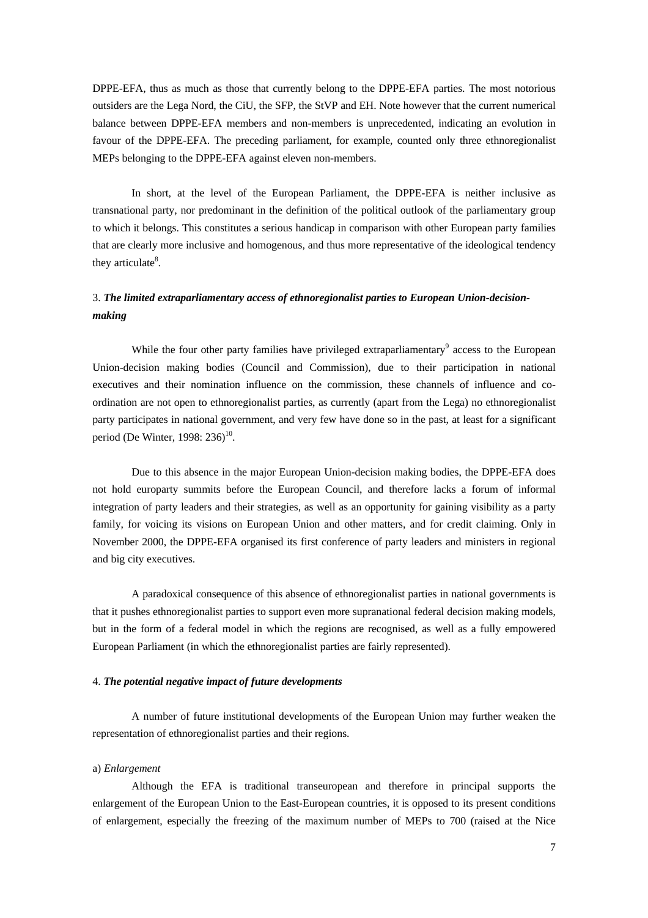DPPE-EFA, thus as much as those that currently belong to the DPPE-EFA parties. The most notorious outsiders are the Lega Nord, the CiU, the SFP, the StVP and EH. Note however that the current numerical balance between DPPE-EFA members and non-members is unprecedented, indicating an evolution in favour of the DPPE-EFA. The preceding parliament, for example, counted only three ethnoregionalist MEPs belonging to the DPPE-EFA against eleven non-members.

In short, at the level of the European Parliament, the DPPE-EFA is neither inclusive as transnational party, nor predominant in the definition of the political outlook of the parliamentary group to which it belongs. This constitutes a serious handicap in comparison with other European party families that are clearly more inclusive and homogenous, and thus more representative of the ideological tendency they articulate[8].

### 3. *The limited extraparliamentary access of ethnoregionalist parties to European Union-decision-making*

While the four other party families have privileged extraparliamentary[9] access to the European Union-decision making bodies (Council and Commission), due to their participation in national executives and their nomination influence on the commission, these channels of influence and co-ordination are not open to ethnoregionalist parties, as currently (apart from the Lega) no ethnoregionalist party participates in national government, and very few have done so in the past, at least for a significant period (De Winter, 1998: 236)[10].

Due to this absence in the major European Union-decision making bodies, the DPPE-EFA does not hold europarty summits before the European Council, and therefore lacks a forum of informal integration of party leaders and their strategies, as well as an opportunity for gaining visibility as a party family, for voicing its visions on European Union and other matters, and for credit claiming. Only in November 2000, the DPPE-EFA organised its first conference of party leaders and ministers in regional and big city executives.

A paradoxical consequence of this absence of ethnoregionalist parties in national governments is that it pushes ethnoregionalist parties to support even more supranational federal decision making models, but in the form of a federal model in which the regions are recognised, as well as a fully empowered European Parliament (in which the ethnoregionalist parties are fairly represented).

### 4. *The potential negative impact of future developments*

A number of future institutional developments of the European Union may further weaken the representation of ethnoregionalist parties and their regions.

a) *Enlargement*

Although the EFA is traditional transeuropean and therefore in principal supports the enlargement of the European Union to the East-European countries, it is opposed to its present conditions of enlargement, especially the freezing of the maximum number of MEPs to 700 (raised at the Nice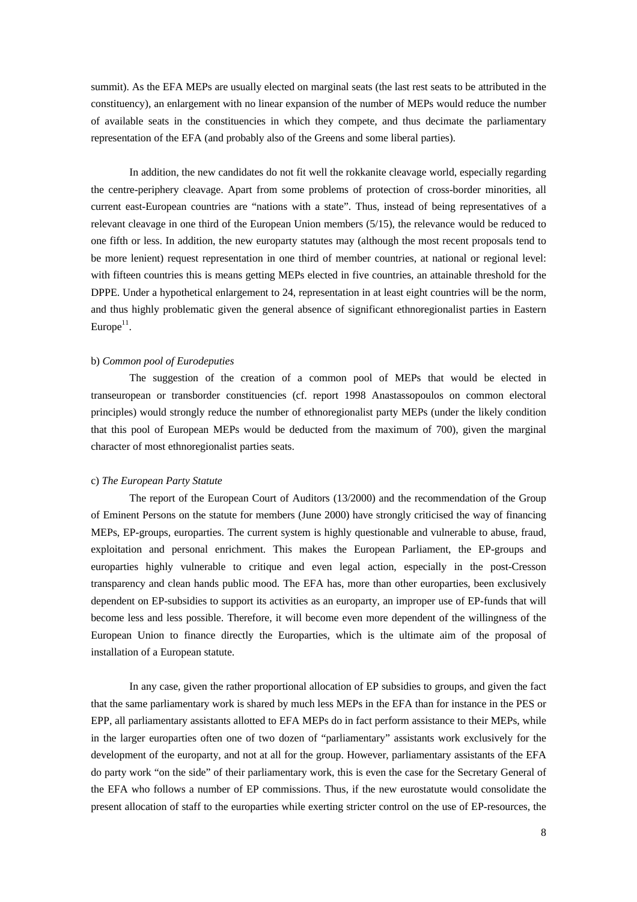summit). As the EFA MEPs are usually elected on marginal seats (the last rest seats to be attributed in the constituency), an enlargement with no linear expansion of the number of MEPs would reduce the number of available seats in the constituencies in which they compete, and thus decimate the parliamentary representation of the EFA (and probably also of the Greens and some liberal parties).

In addition, the new candidates do not fit well the rokkanite cleavage world, especially regarding the centre-periphery cleavage. Apart from some problems of protection of cross-border minorities, all current east-European countries are "nations with a state". Thus, instead of being representatives of a relevant cleavage in one third of the European Union members (5/15), the relevance would be reduced to one fifth or less. In addition, the new europarty statutes may (although the most recent proposals tend to be more lenient) request representation in one third of member countries, at national or regional level: with fifteen countries this is means getting MEPs elected in five countries, an attainable threshold for the DPPE. Under a hypothetical enlargement to 24, representation in at least eight countries will be the norm, and thus highly problematic given the general absence of significant ethnoregionalist parties in Eastern Europe[11].

b) *Common pool of Eurodeputies*

The suggestion of the creation of a common pool of MEPs that would be elected in transeuropean or transborder constituencies (cf. report 1998 Anastassopoulos on common electoral principles) would strongly reduce the number of ethnoregionalist party MEPs (under the likely condition that this pool of European MEPs would be deducted from the maximum of 700), given the marginal character of most ethnoregionalist parties seats.

c) *The European Party Statute*

The report of the European Court of Auditors (13/2000) and the recommendation of the Group of Eminent Persons on the statute for members (June 2000) have strongly criticised the way of financing MEPs, EP-groups, europarties. The current system is highly questionable and vulnerable to abuse, fraud, exploitation and personal enrichment. This makes the European Parliament, the EP-groups and europarties highly vulnerable to critique and even legal action, especially in the post-Cresson transparency and clean hands public mood. The EFA has, more than other europarties, been exclusively dependent on EP-subsidies to support its activities as an europarty, an improper use of EP-funds that will become less and less possible. Therefore, it will become even more dependent of the willingness of the European Union to finance directly the Europarties, which is the ultimate aim of the proposal of installation of a European statute.

In any case, given the rather proportional allocation of EP subsidies to groups, and given the fact that the same parliamentary work is shared by much less MEPs in the EFA than for instance in the PES or EPP, all parliamentary assistants allotted to EFA MEPs do in fact perform assistance to their MEPs, while in the larger europarties often one of two dozen of "parliamentary" assistants work exclusively for the development of the europarty, and not at all for the group. However, parliamentary assistants of the EFA do party work "on the side" of their parliamentary work, this is even the case for the Secretary General of the EFA who follows a number of EP commissions. Thus, if the new eurostatute would consolidate the present allocation of staff to the europarties while exerting stricter control on the use of EP-resources, the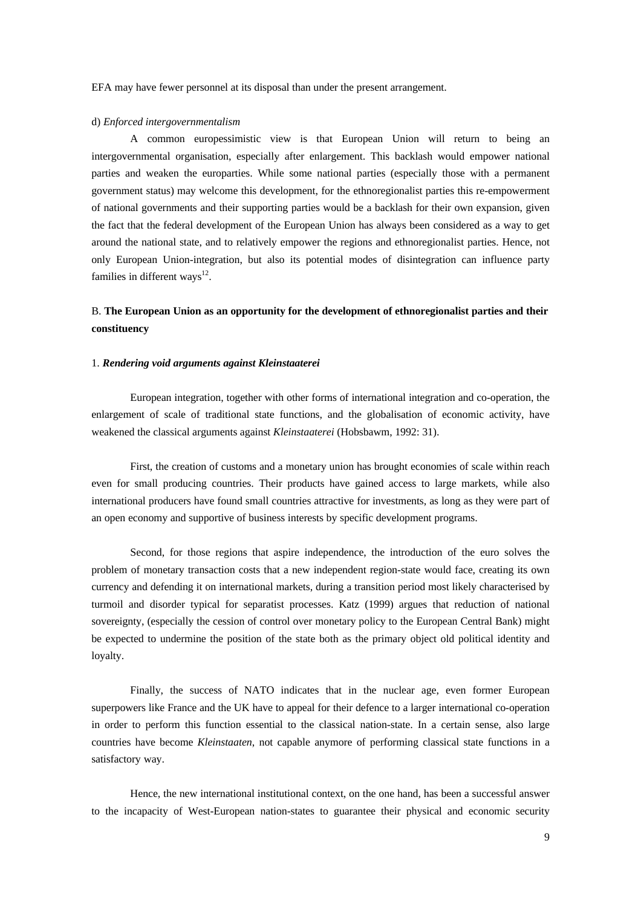EFA may have fewer personnel at its disposal than under the present arrangement.

d) *Enforced intergovernmentalism*

A common europessimistic view is that European Union will return to being an intergovernmental organisation, especially after enlargement. This backlash would empower national parties and weaken the europarties. While some national parties (especially those with a permanent government status) may welcome this development, for the ethnoregionalist parties this re-empowerment of national governments and their supporting parties would be a backlash for their own expansion, given the fact that the federal development of the European Union has always been considered as a way to get around the national state, and to relatively empower the regions and ethnoregionalist parties. Hence, not only European Union-integration, but also its potential modes of disintegration can influence party families in different ways[12].

## B. **The European Union as an opportunity for the development of ethnoregionalist parties and their constituency**

### 1. ***Rendering void arguments against Kleinstaaterei***

European integration, together with other forms of international integration and co-operation, the enlargement of scale of traditional state functions, and the globalisation of economic activity, have weakened the classical arguments against *Kleinstaaterei* (Hobsbawm, 1992: 31).

First, the creation of customs and a monetary union has brought economies of scale within reach even for small producing countries. Their products have gained access to large markets, while also international producers have found small countries attractive for investments, as long as they were part of an open economy and supportive of business interests by specific development programs.

Second, for those regions that aspire independence, the introduction of the euro solves the problem of monetary transaction costs that a new independent region-state would face, creating its own currency and defending it on international markets, during a transition period most likely characterised by turmoil and disorder typical for separatist processes. Katz (1999) argues that reduction of national sovereignty, (especially the cession of control over monetary policy to the European Central Bank) might be expected to undermine the position of the state both as the primary object old political identity and loyalty.

Finally, the success of NATO indicates that in the nuclear age, even former European superpowers like France and the UK have to appeal for their defence to a larger international co-operation in order to perform this function essential to the classical nation-state. In a certain sense, also large countries have become *Kleinstaaten*, not capable anymore of performing classical state functions in a satisfactory way.

Hence, the new international institutional context, on the one hand, has been a successful answer to the incapacity of West-European nation-states to guarantee their physical and economic security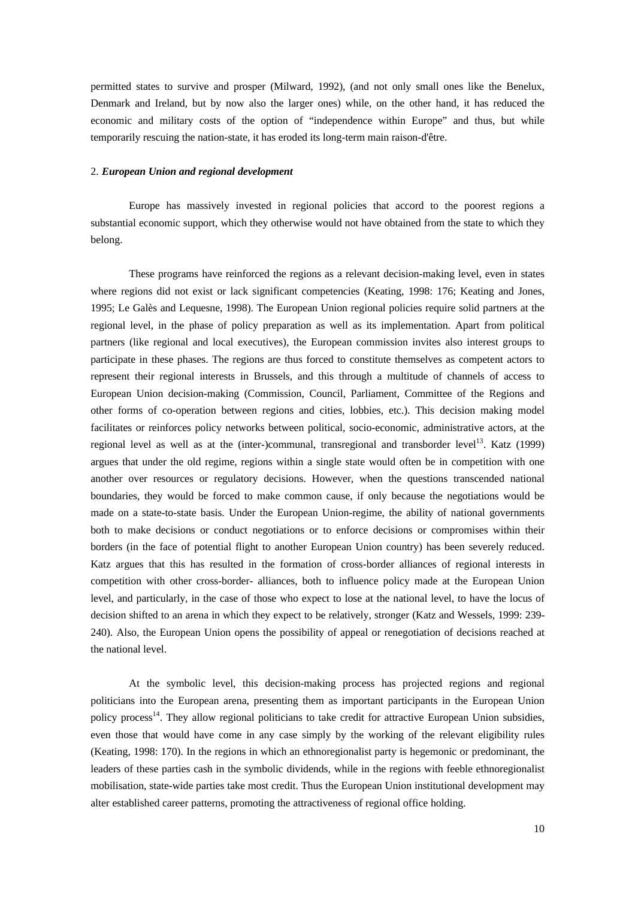permitted states to survive and prosper (Milward, 1992), (and not only small ones like the Benelux, Denmark and Ireland, but by now also the larger ones) while, on the other hand, it has reduced the economic and military costs of the option of "independence within Europe" and thus, but while temporarily rescuing the nation-state, it has eroded its long-term main raison-d'être.

## 2. ***European Union and regional development***

Europe has massively invested in regional policies that accord to the poorest regions a substantial economic support, which they otherwise would not have obtained from the state to which they belong.

These programs have reinforced the regions as a relevant decision-making level, even in states where regions did not exist or lack significant competencies (Keating, 1998: 176; Keating and Jones, 1995; Le Galès and Lequesne, 1998). The European Union regional policies require solid partners at the regional level, in the phase of policy preparation as well as its implementation. Apart from political partners (like regional and local executives), the European commission invites also interest groups to participate in these phases. The regions are thus forced to constitute themselves as competent actors to represent their regional interests in Brussels, and this through a multitude of channels of access to European Union decision-making (Commission, Council, Parliament, Committee of the Regions and other forms of co-operation between regions and cities, lobbies, etc.). This decision making model facilitates or reinforces policy networks between political, socio-economic, administrative actors, at the regional level as well as at the (inter-)communal, transregional and transborder level[13]. Katz (1999) argues that under the old regime, regions within a single state would often be in competition with one another over resources or regulatory decisions. However, when the questions transcended national boundaries, they would be forced to make common cause, if only because the negotiations would be made on a state-to-state basis. Under the European Union-regime, the ability of national governments both to make decisions or conduct negotiations or to enforce decisions or compromises within their borders (in the face of potential flight to another European Union country) has been severely reduced. Katz argues that this has resulted in the formation of cross-border alliances of regional interests in competition with other cross-border- alliances, both to influence policy made at the European Union level, and particularly, in the case of those who expect to lose at the national level, to have the locus of decision shifted to an arena in which they expect to be relatively, stronger (Katz and Wessels, 1999: 239-240). Also, the European Union opens the possibility of appeal or renegotiation of decisions reached at the national level.

At the symbolic level, this decision-making process has projected regions and regional politicians into the European arena, presenting them as important participants in the European Union policy process[14]. They allow regional politicians to take credit for attractive European Union subsidies, even those that would have come in any case simply by the working of the relevant eligibility rules (Keating, 1998: 170). In the regions in which an ethnoregionalist party is hegemonic or predominant, the leaders of these parties cash in the symbolic dividends, while in the regions with feeble ethnoregionalist mobilisation, state-wide parties take most credit. Thus the European Union institutional development may alter established career patterns, promoting the attractiveness of regional office holding.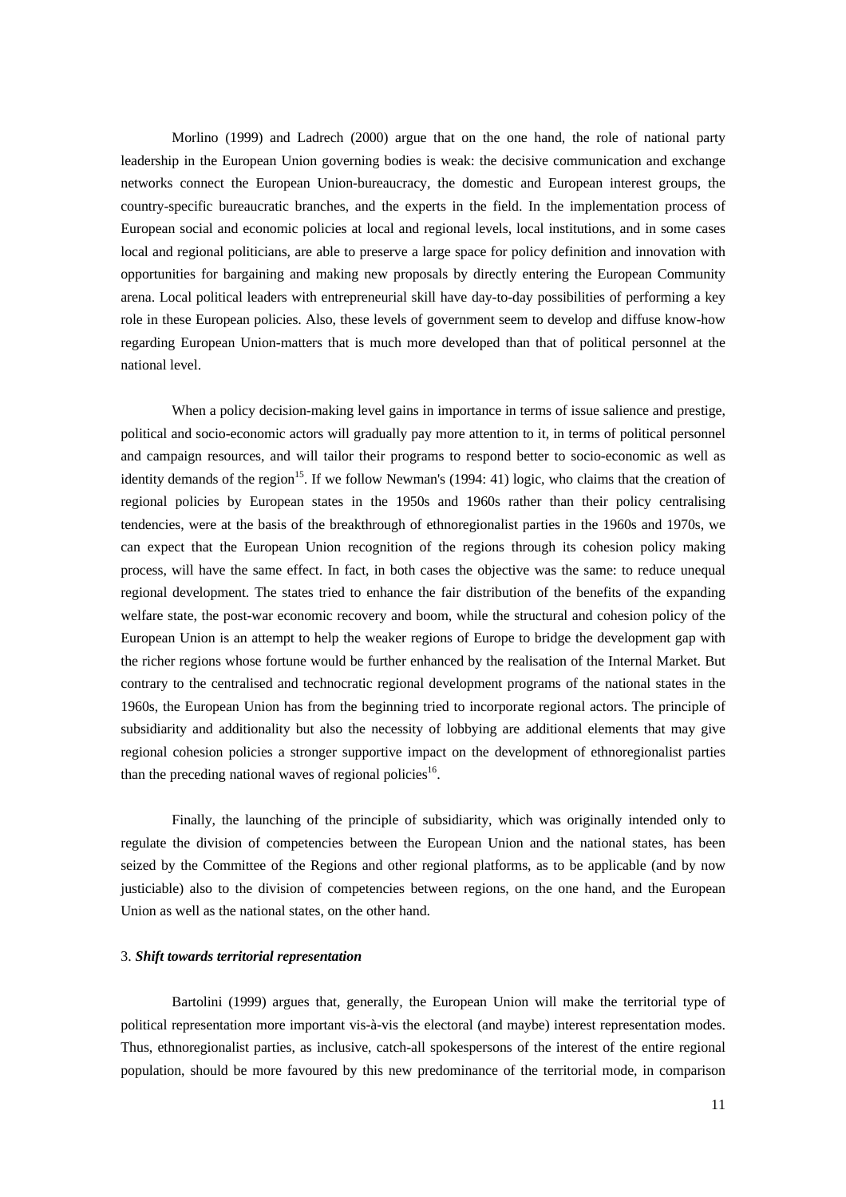Morlino (1999) and Ladrech (2000) argue that on the one hand, the role of national party leadership in the European Union governing bodies is weak: the decisive communication and exchange networks connect the European Union-bureaucracy, the domestic and European interest groups, the country-specific bureaucratic branches, and the experts in the field. In the implementation process of European social and economic policies at local and regional levels, local institutions, and in some cases local and regional politicians, are able to preserve a large space for policy definition and innovation with opportunities for bargaining and making new proposals by directly entering the European Community arena. Local political leaders with entrepreneurial skill have day-to-day possibilities of performing a key role in these European policies. Also, these levels of government seem to develop and diffuse know-how regarding European Union-matters that is much more developed than that of political personnel at the national level.

When a policy decision-making level gains in importance in terms of issue salience and prestige, political and socio-economic actors will gradually pay more attention to it, in terms of political personnel and campaign resources, and will tailor their programs to respond better to socio-economic as well as identity demands of the region[15]. If we follow Newman's (1994: 41) logic, who claims that the creation of regional policies by European states in the 1950s and 1960s rather than their policy centralising tendencies, were at the basis of the breakthrough of ethnoregionalist parties in the 1960s and 1970s, we can expect that the European Union recognition of the regions through its cohesion policy making process, will have the same effect. In fact, in both cases the objective was the same: to reduce unequal regional development. The states tried to enhance the fair distribution of the benefits of the expanding welfare state, the post-war economic recovery and boom, while the structural and cohesion policy of the European Union is an attempt to help the weaker regions of Europe to bridge the development gap with the richer regions whose fortune would be further enhanced by the realisation of the Internal Market. But contrary to the centralised and technocratic regional development programs of the national states in the 1960s, the European Union has from the beginning tried to incorporate regional actors. The principle of subsidiarity and additionality but also the necessity of lobbying are additional elements that may give regional cohesion policies a stronger supportive impact on the development of ethnoregionalist parties than the preceding national waves of regional policies[16].

Finally, the launching of the principle of subsidiarity, which was originally intended only to regulate the division of competencies between the European Union and the national states, has been seized by the Committee of the Regions and other regional platforms, as to be applicable (and by now justiciable) also to the division of competencies between regions, on the one hand, and the European Union as well as the national states, on the other hand.

### 3. ***Shift towards territorial representation***

Bartolini (1999) argues that, generally, the European Union will make the territorial type of political representation more important vis-à-vis the electoral (and maybe) interest representation modes. Thus, ethnoregionalist parties, as inclusive, catch-all spokespersons of the interest of the entire regional population, should be more favoured by this new predominance of the territorial mode, in comparison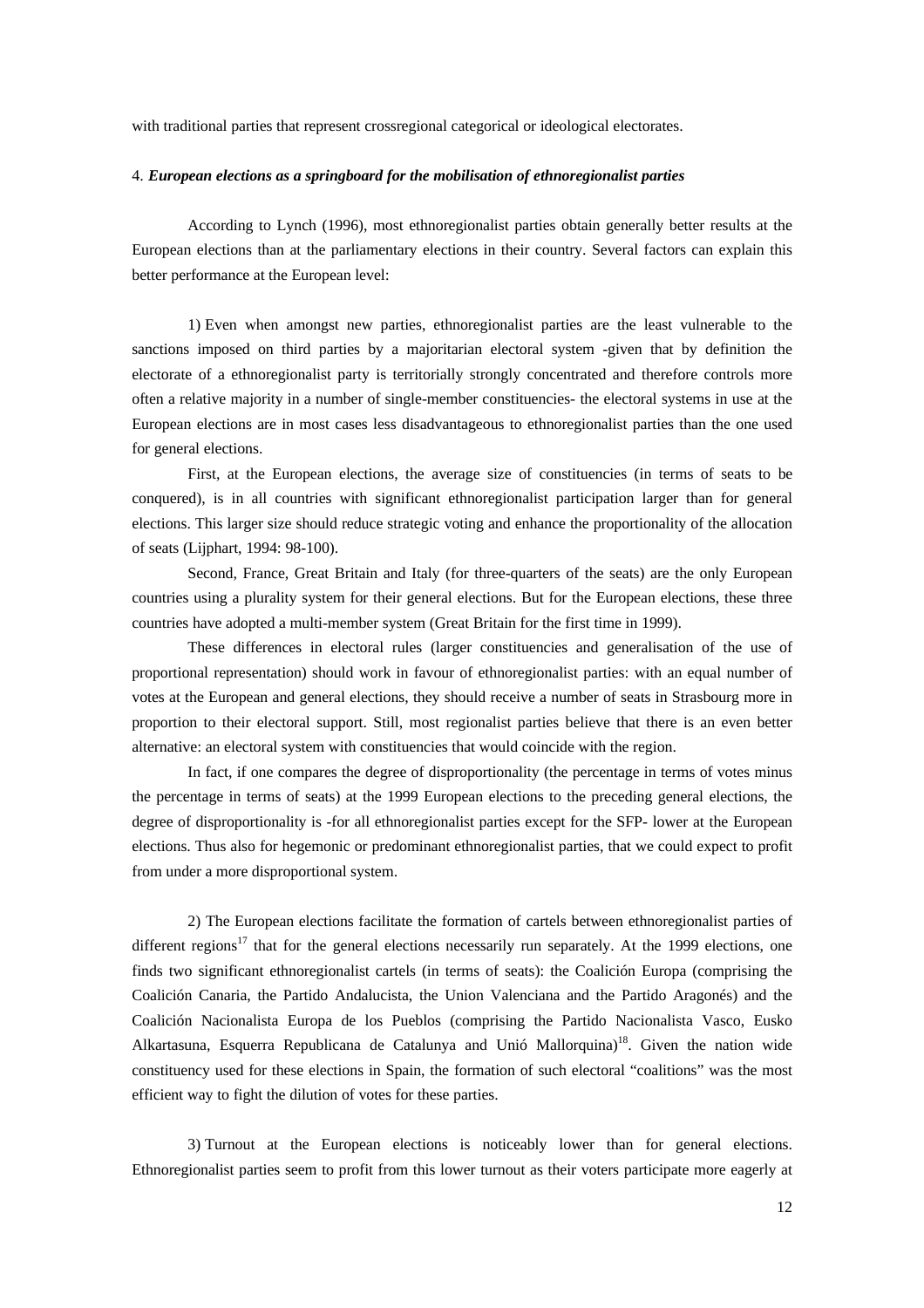with traditional parties that represent crossregional categorical or ideological electorates.

4. ***European elections as a springboard for the mobilisation of ethnoregionalist parties***

According to Lynch (1996), most ethnoregionalist parties obtain generally better results at the European elections than at the parliamentary elections in their country. Several factors can explain this better performance at the European level:

1) Even when amongst new parties, ethnoregionalist parties are the least vulnerable to the sanctions imposed on third parties by a majoritarian electoral system -given that by definition the electorate of a ethnoregionalist party is territorially strongly concentrated and therefore controls more often a relative majority in a number of single-member constituencies- the electoral systems in use at the European elections are in most cases less disadvantageous to ethnoregionalist parties than the one used for general elections.

First, at the European elections, the average size of constituencies (in terms of seats to be conquered), is in all countries with significant ethnoregionalist participation larger than for general elections. This larger size should reduce strategic voting and enhance the proportionality of the allocation of seats (Lijphart, 1994: 98-100).

Second, France, Great Britain and Italy (for three-quarters of the seats) are the only European countries using a plurality system for their general elections. But for the European elections, these three countries have adopted a multi-member system (Great Britain for the first time in 1999).

These differences in electoral rules (larger constituencies and generalisation of the use of proportional representation) should work in favour of ethnoregionalist parties: with an equal number of votes at the European and general elections, they should receive a number of seats in Strasbourg more in proportion to their electoral support. Still, most regionalist parties believe that there is an even better alternative: an electoral system with constituencies that would coincide with the region.

In fact, if one compares the degree of disproportionality (the percentage in terms of votes minus the percentage in terms of seats) at the 1999 European elections to the preceding general elections, the degree of disproportionality is -for all ethnoregionalist parties except for the SFP- lower at the European elections. Thus also for hegemonic or predominant ethnoregionalist parties, that we could expect to profit from under a more disproportional system.

2) The European elections facilitate the formation of cartels between ethnoregionalist parties of different regions[17] that for the general elections necessarily run separately. At the 1999 elections, one finds two significant ethnoregionalist cartels (in terms of seats): the Coalición Europa (comprising the Coalición Canaria, the Partido Andalucista, the Union Valenciana and the Partido Aragonés) and the Coalición Nacionalista Europa de los Pueblos (comprising the Partido Nacionalista Vasco, Eusko Alkartasuna, Esquerra Republicana de Catalunya and Unió Mallorquina)[18]. Given the nation wide constituency used for these elections in Spain, the formation of such electoral “coalitions” was the most efficient way to fight the dilution of votes for these parties.

3) Turnout at the European elections is noticeably lower than for general elections. Ethnoregionalist parties seem to profit from this lower turnout as their voters participate more eagerly at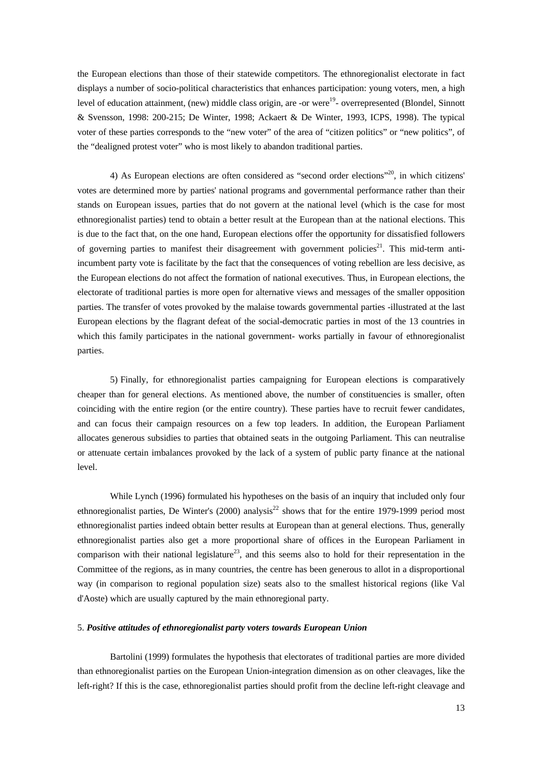the European elections than those of their statewide competitors. The ethnoregionalist electorate in fact displays a number of socio-political characteristics that enhances participation: young voters, men, a high level of education attainment, (new) middle class origin, are -or were[19]- overrepresented (Blondel, Sinnott & Svensson, 1998: 200-215; De Winter, 1998; Ackaert & De Winter, 1993, ICPS, 1998). The typical voter of these parties corresponds to the "new voter" of the area of "citizen politics" or "new politics", of the "dealigned protest voter" who is most likely to abandon traditional parties.

4) As European elections are often considered as "second order elections"[20], in which citizens' votes are determined more by parties' national programs and governmental performance rather than their stands on European issues, parties that do not govern at the national level (which is the case for most ethnoregionalist parties) tend to obtain a better result at the European than at the national elections. This is due to the fact that, on the one hand, European elections offer the opportunity for dissatisfied followers of governing parties to manifest their disagreement with government policies[21]. This mid-term anti-incumbent party vote is facilitate by the fact that the consequences of voting rebellion are less decisive, as the European elections do not affect the formation of national executives. Thus, in European elections, the electorate of traditional parties is more open for alternative views and messages of the smaller opposition parties. The transfer of votes provoked by the malaise towards governmental parties -illustrated at the last European elections by the flagrant defeat of the social-democratic parties in most of the 13 countries in which this family participates in the national government- works partially in favour of ethnoregionalist parties.

5) Finally, for ethnoregionalist parties campaigning for European elections is comparatively cheaper than for general elections. As mentioned above, the number of constituencies is smaller, often coinciding with the entire region (or the entire country). These parties have to recruit fewer candidates, and can focus their campaign resources on a few top leaders. In addition, the European Parliament allocates generous subsidies to parties that obtained seats in the outgoing Parliament. This can neutralise or attenuate certain imbalances provoked by the lack of a system of public party finance at the national level.

While Lynch (1996) formulated his hypotheses on the basis of an inquiry that included only four ethnoregionalist parties, De Winter's (2000) analysis[22] shows that for the entire 1979-1999 period most ethnoregionalist parties indeed obtain better results at European than at general elections. Thus, generally ethnoregionalist parties also get a more proportional share of offices in the European Parliament in comparison with their national legislature[23], and this seems also to hold for their representation in the Committee of the regions, as in many countries, the centre has been generous to allot in a disproportional way (in comparison to regional population size) seats also to the smallest historical regions (like Val d'Aoste) which are usually captured by the main ethnoregional party.

### 5. *Positive attitudes of ethnoregionalist party voters towards European Union*

Bartolini (1999) formulates the hypothesis that electorates of traditional parties are more divided than ethnoregionalist parties on the European Union-integration dimension as on other cleavages, like the left-right? If this is the case, ethnoregionalist parties should profit from the decline left-right cleavage and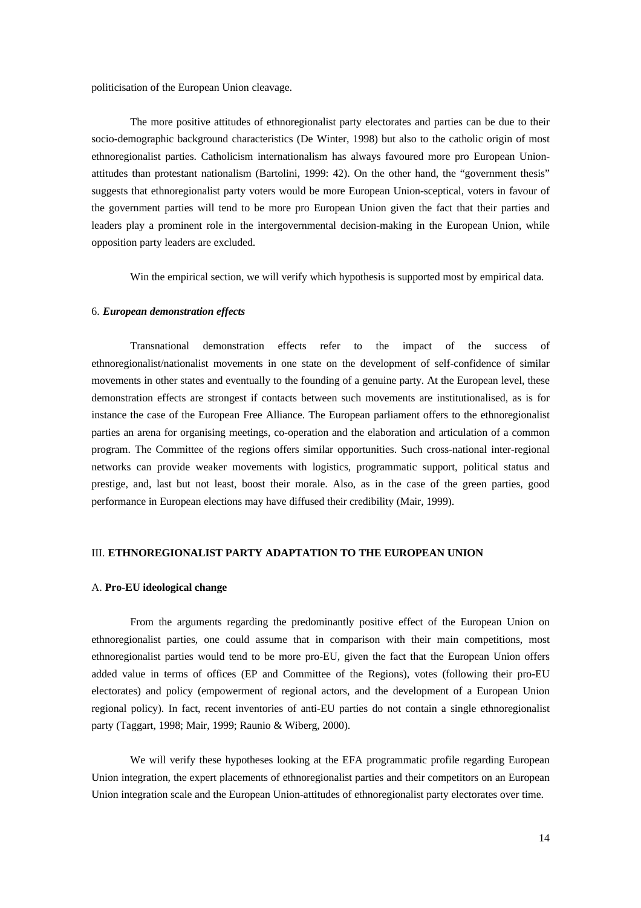politicisation of the European Union cleavage.

The more positive attitudes of ethnoregionalist party electorates and parties can be due to their socio-demographic background characteristics (De Winter, 1998) but also to the catholic origin of most ethnoregionalist parties. Catholicism internationalism has always favoured more pro European Union-attitudes than protestant nationalism (Bartolini, 1999: 42). On the other hand, the "government thesis" suggests that ethnoregionalist party voters would be more European Union-sceptical, voters in favour of the government parties will tend to be more pro European Union given the fact that their parties and leaders play a prominent role in the intergovernmental decision-making in the European Union, while opposition party leaders are excluded.

Win the empirical section, we will verify which hypothesis is supported most by empirical data.

### 6. ***European demonstration effects***

Transnational demonstration effects refer to the impact of the success of ethnoregionalist/nationalist movements in one state on the development of self-confidence of similar movements in other states and eventually to the founding of a genuine party. At the European level, these demonstration effects are strongest if contacts between such movements are institutionalised, as is for instance the case of the European Free Alliance. The European parliament offers to the ethnoregionalist parties an arena for organising meetings, co-operation and the elaboration and articulation of a common program. The Committee of the regions offers similar opportunities. Such cross-national inter-regional networks can provide weaker movements with logistics, programmatic support, political status and prestige, and, last but not least, boost their morale. Also, as in the case of the green parties, good performance in European elections may have diffused their credibility (Mair, 1999).

## III. **ETHNOREGIONALIST PARTY ADAPTATION TO THE EUROPEAN UNION**

### A. **Pro-EU ideological change**

From the arguments regarding the predominantly positive effect of the European Union on ethnoregionalist parties, one could assume that in comparison with their main competitions, most ethnoregionalist parties would tend to be more pro-EU, given the fact that the European Union offers added value in terms of offices (EP and Committee of the Regions), votes (following their pro-EU electorates) and policy (empowerment of regional actors, and the development of a European Union regional policy). In fact, recent inventories of anti-EU parties do not contain a single ethnoregionalist party (Taggart, 1998; Mair, 1999; Raunio & Wiberg, 2000).

We will verify these hypotheses looking at the EFA programmatic profile regarding European Union integration, the expert placements of ethnoregionalist parties and their competitors on an European Union integration scale and the European Union-attitudes of ethnoregionalist party electorates over time.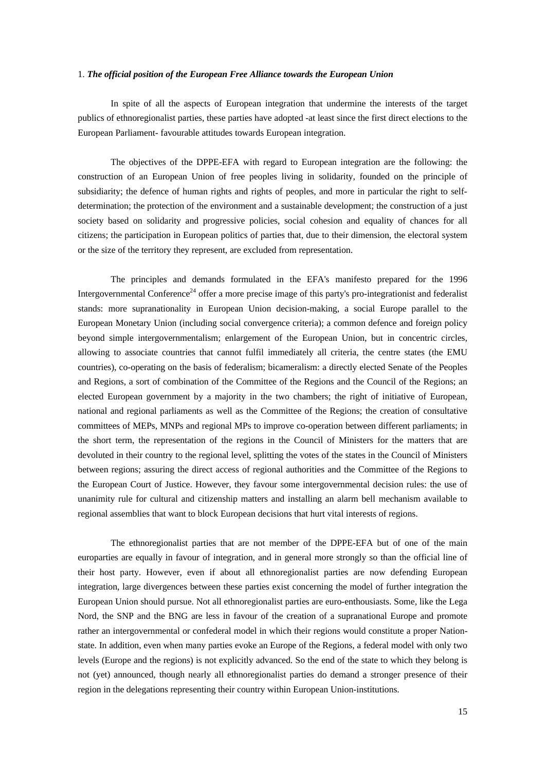1. ***The official position of the European Free Alliance towards the European Union***

In spite of all the aspects of European integration that undermine the interests of the target publics of ethnoregionalist parties, these parties have adopted -at least since the first direct elections to the European Parliament- favourable attitudes towards European integration.

The objectives of the DPPE-EFA with regard to European integration are the following: the construction of an European Union of free peoples living in solidarity, founded on the principle of subsidiarity; the defence of human rights and rights of peoples, and more in particular the right to self-determination; the protection of the environment and a sustainable development; the construction of a just society based on solidarity and progressive policies, social cohesion and equality of chances for all citizens; the participation in European politics of parties that, due to their dimension, the electoral system or the size of the territory they represent, are excluded from representation.

The principles and demands formulated in the EFA's manifesto prepared for the 1996 Intergovernmental Conference[24] offer a more precise image of this party's pro-integrationist and federalist stands: more supranationality in European Union decision-making, a social Europe parallel to the European Monetary Union (including social convergence criteria); a common defence and foreign policy beyond simple intergovernmentalism; enlargement of the European Union, but in concentric circles, allowing to associate countries that cannot fulfil immediately all criteria, the centre states (the EMU countries), co-operating on the basis of federalism; bicameralism: a directly elected Senate of the Peoples and Regions, a sort of combination of the Committee of the Regions and the Council of the Regions; an elected European government by a majority in the two chambers; the right of initiative of European, national and regional parliaments as well as the Committee of the Regions; the creation of consultative committees of MEPs, MNPs and regional MPs to improve co-operation between different parliaments; in the short term, the representation of the regions in the Council of Ministers for the matters that are devoluted in their country to the regional level, splitting the votes of the states in the Council of Ministers between regions; assuring the direct access of regional authorities and the Committee of the Regions to the European Court of Justice. However, they favour some intergovernmental decision rules: the use of unanimity rule for cultural and citizenship matters and installing an alarm bell mechanism available to regional assemblies that want to block European decisions that hurt vital interests of regions.

The ethnoregionalist parties that are not member of the DPPE-EFA but of one of the main europarties are equally in favour of integration, and in general more strongly so than the official line of their host party. However, even if about all ethnoregionalist parties are now defending European integration, large divergences between these parties exist concerning the model of further integration the European Union should pursue. Not all ethnoregionalist parties are euro-enthousiasts. Some, like the Lega Nord, the SNP and the BNG are less in favour of the creation of a supranational Europe and promote rather an intergovernmental or confederal model in which their regions would constitute a proper Nation-state. In addition, even when many parties evoke an Europe of the Regions, a federal model with only two levels (Europe and the regions) is not explicitly advanced. So the end of the state to which they belong is not (yet) announced, though nearly all ethnoregionalist parties do demand a stronger presence of their region in the delegations representing their country within European Union-institutions.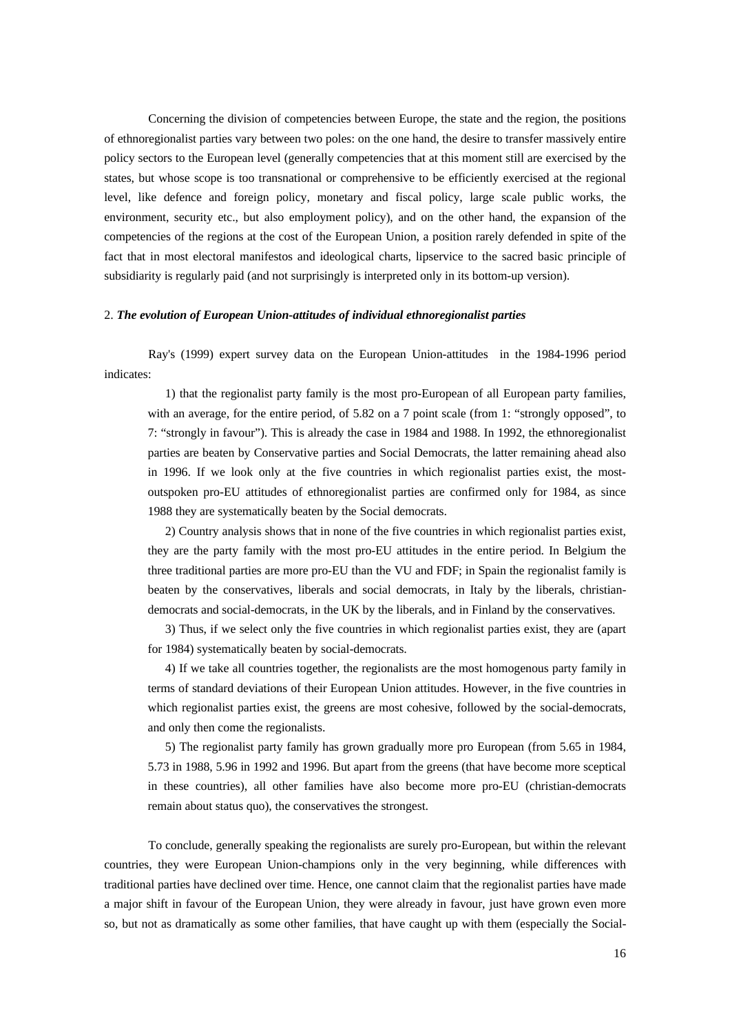Concerning the division of competencies between Europe, the state and the region, the positions of ethnoregionalist parties vary between two poles: on the one hand, the desire to transfer massively entire policy sectors to the European level (generally competencies that at this moment still are exercised by the states, but whose scope is too transnational or comprehensive to be efficiently exercised at the regional level, like defence and foreign policy, monetary and fiscal policy, large scale public works, the environment, security etc., but also employment policy), and on the other hand, the expansion of the competencies of the regions at the cost of the European Union, a position rarely defended in spite of the fact that in most electoral manifestos and ideological charts, lipservice to the sacred basic principle of subsidiarity is regularly paid (and not surprisingly is interpreted only in its bottom-up version).

## 2. *The evolution of European Union-attitudes of individual ethnoregionalist parties*

Ray's (1999) expert survey data on the European Union-attitudes in the 1984-1996 period indicates:

1) that the regionalist party family is the most pro-European of all European party families, with an average, for the entire period, of 5.82 on a 7 point scale (from 1: "strongly opposed", to 7: "strongly in favour"). This is already the case in 1984 and 1988. In 1992, the ethnoregionalist parties are beaten by Conservative parties and Social Democrats, the latter remaining ahead also in 1996. If we look only at the five countries in which regionalist parties exist, the most-outspoken pro-EU attitudes of ethnoregionalist parties are confirmed only for 1984, as since 1988 they are systematically beaten by the Social democrats.

2) Country analysis shows that in none of the five countries in which regionalist parties exist, they are the party family with the most pro-EU attitudes in the entire period. In Belgium the three traditional parties are more pro-EU than the VU and FDF; in Spain the regionalist family is beaten by the conservatives, liberals and social democrats, in Italy by the liberals, christian-democrats and social-democrats, in the UK by the liberals, and in Finland by the conservatives.

3) Thus, if we select only the five countries in which regionalist parties exist, they are (apart for 1984) systematically beaten by social-democrats.

4) If we take all countries together, the regionalists are the most homogenous party family in terms of standard deviations of their European Union attitudes. However, in the five countries in which regionalist parties exist, the greens are most cohesive, followed by the social-democrats, and only then come the regionalists.

5) The regionalist party family has grown gradually more pro European (from 5.65 in 1984, 5.73 in 1988, 5.96 in 1992 and 1996. But apart from the greens (that have become more sceptical in these countries), all other families have also become more pro-EU (christian-democrats remain about status quo), the conservatives the strongest.

To conclude, generally speaking the regionalists are surely pro-European, but within the relevant countries, they were European Union-champions only in the very beginning, while differences with traditional parties have declined over time. Hence, one cannot claim that the regionalist parties have made a major shift in favour of the European Union, they were already in favour, just have grown even more so, but not as dramatically as some other families, that have caught up with them (especially the Social-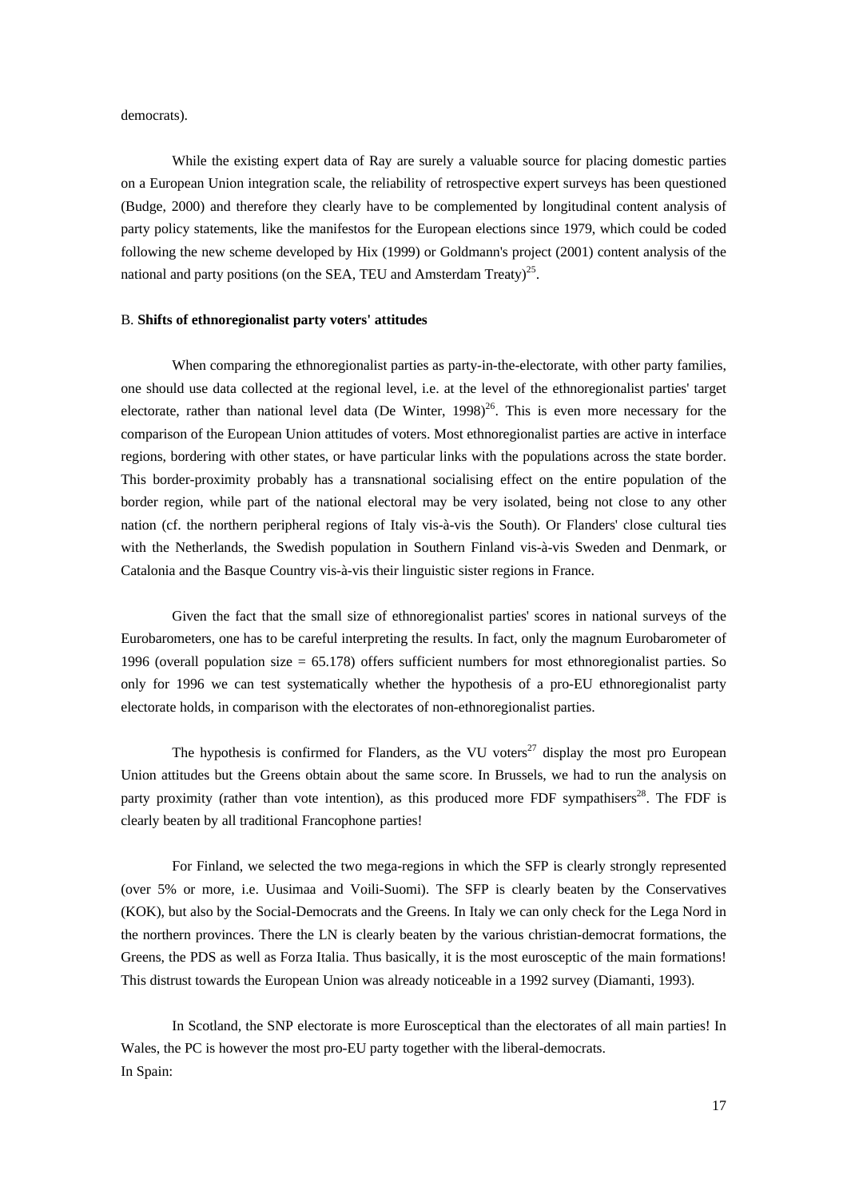democrats).

While the existing expert data of Ray are surely a valuable source for placing domestic parties on a European Union integration scale, the reliability of retrospective expert surveys has been questioned (Budge, 2000) and therefore they clearly have to be complemented by longitudinal content analysis of party policy statements, like the manifestos for the European elections since 1979, which could be coded following the new scheme developed by Hix (1999) or Goldmann's project (2001) content analysis of the national and party positions (on the SEA, TEU and Amsterdam Treaty)[25].

B. **Shifts of ethnoregionalist party voters' attitudes**

When comparing the ethnoregionalist parties as party-in-the-electorate, with other party families, one should use data collected at the regional level, i.e. at the level of the ethnoregionalist parties' target electorate, rather than national level data (De Winter, 1998)[26]. This is even more necessary for the comparison of the European Union attitudes of voters. Most ethnoregionalist parties are active in interface regions, bordering with other states, or have particular links with the populations across the state border. This border-proximity probably has a transnational socialising effect on the entire population of the border region, while part of the national electoral may be very isolated, being not close to any other nation (cf. the northern peripheral regions of Italy vis-à-vis the South). Or Flanders' close cultural ties with the Netherlands, the Swedish population in Southern Finland vis-à-vis Sweden and Denmark, or Catalonia and the Basque Country vis-à-vis their linguistic sister regions in France.

Given the fact that the small size of ethnoregionalist parties' scores in national surveys of the Eurobarometers, one has to be careful interpreting the results. In fact, only the magnum Eurobarometer of 1996 (overall population size = 65.178) offers sufficient numbers for most ethnoregionalist parties. So only for 1996 we can test systematically whether the hypothesis of a pro-EU ethnoregionalist party electorate holds, in comparison with the electorates of non-ethnoregionalist parties.

The hypothesis is confirmed for Flanders, as the VU voters[27] display the most pro European Union attitudes but the Greens obtain about the same score. In Brussels, we had to run the analysis on party proximity (rather than vote intention), as this produced more FDF sympathisers[28]. The FDF is clearly beaten by all traditional Francophone parties!

For Finland, we selected the two mega-regions in which the SFP is clearly strongly represented (over 5% or more, i.e. Uusimaa and Voili-Suomi). The SFP is clearly beaten by the Conservatives (KOK), but also by the Social-Democrats and the Greens. In Italy we can only check for the Lega Nord in the northern provinces. There the LN is clearly beaten by the various christian-democrat formations, the Greens, the PDS as well as Forza Italia. Thus basically, it is the most eurosceptic of the main formations! This distrust towards the European Union was already noticeable in a 1992 survey (Diamanti, 1993).

In Scotland, the SNP electorate is more Eurosceptical than the electorates of all main parties! In Wales, the PC is however the most pro-EU party together with the liberal-democrats.
In Spain: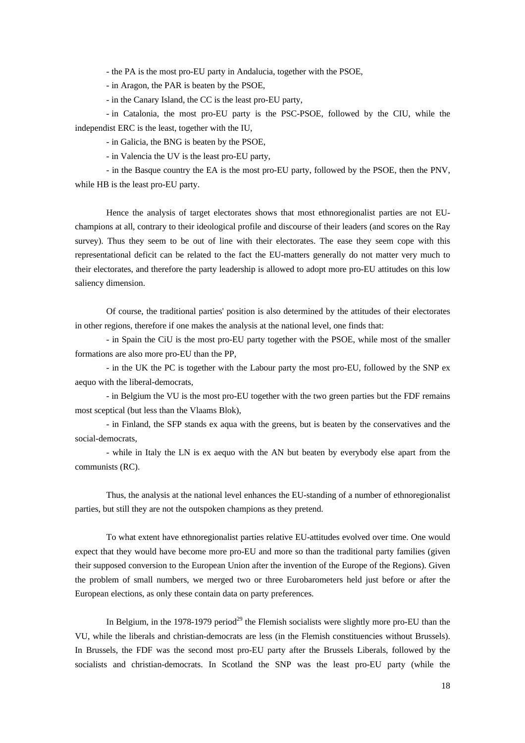- the PA is the most pro-EU party in Andalucia, together with the PSOE,

- in Aragon, the PAR is beaten by the PSOE,

- in the Canary Island, the CC is the least pro-EU party,

- in Catalonia, the most pro-EU party is the PSC-PSOE, followed by the CIU, while the independist ERC is the least, together with the IU,

- in Galicia, the BNG is beaten by the PSOE,

- in Valencia the UV is the least pro-EU party,

- in the Basque country the EA is the most pro-EU party, followed by the PSOE, then the PNV, while HB is the least pro-EU party.

Hence the analysis of target electorates shows that most ethnoregionalist parties are not EU-champions at all, contrary to their ideological profile and discourse of their leaders (and scores on the Ray survey). Thus they seem to be out of line with their electorates. The ease they seem cope with this representational deficit can be related to the fact the EU-matters generally do not matter very much to their electorates, and therefore the party leadership is allowed to adopt more pro-EU attitudes on this low saliency dimension.

Of course, the traditional parties' position is also determined by the attitudes of their electorates in other regions, therefore if one makes the analysis at the national level, one finds that:

- in Spain the CiU is the most pro-EU party together with the PSOE, while most of the smaller formations are also more pro-EU than the PP,

- in the UK the PC is together with the Labour party the most pro-EU, followed by the SNP ex aequo with the liberal-democrats,

- in Belgium the VU is the most pro-EU together with the two green parties but the FDF remains most sceptical (but less than the Vlaams Blok),

- in Finland, the SFP stands ex aqua with the greens, but is beaten by the conservatives and the social-democrats,

- while in Italy the LN is ex aequo with the AN but beaten by everybody else apart from the communists (RC).

Thus, the analysis at the national level enhances the EU-standing of a number of ethnoregionalist parties, but still they are not the outspoken champions as they pretend.

To what extent have ethnoregionalist parties relative EU-attitudes evolved over time. One would expect that they would have become more pro-EU and more so than the traditional party families (given their supposed conversion to the European Union after the invention of the Europe of the Regions). Given the problem of small numbers, we merged two or three Eurobarometers held just before or after the European elections, as only these contain data on party preferences.

In Belgium, in the 1978-1979 period[29] the Flemish socialists were slightly more pro-EU than the VU, while the liberals and christian-democrats are less (in the Flemish constituencies without Brussels). In Brussels, the FDF was the second most pro-EU party after the Brussels Liberals, followed by the socialists and christian-democrats. In Scotland the SNP was the least pro-EU party (while the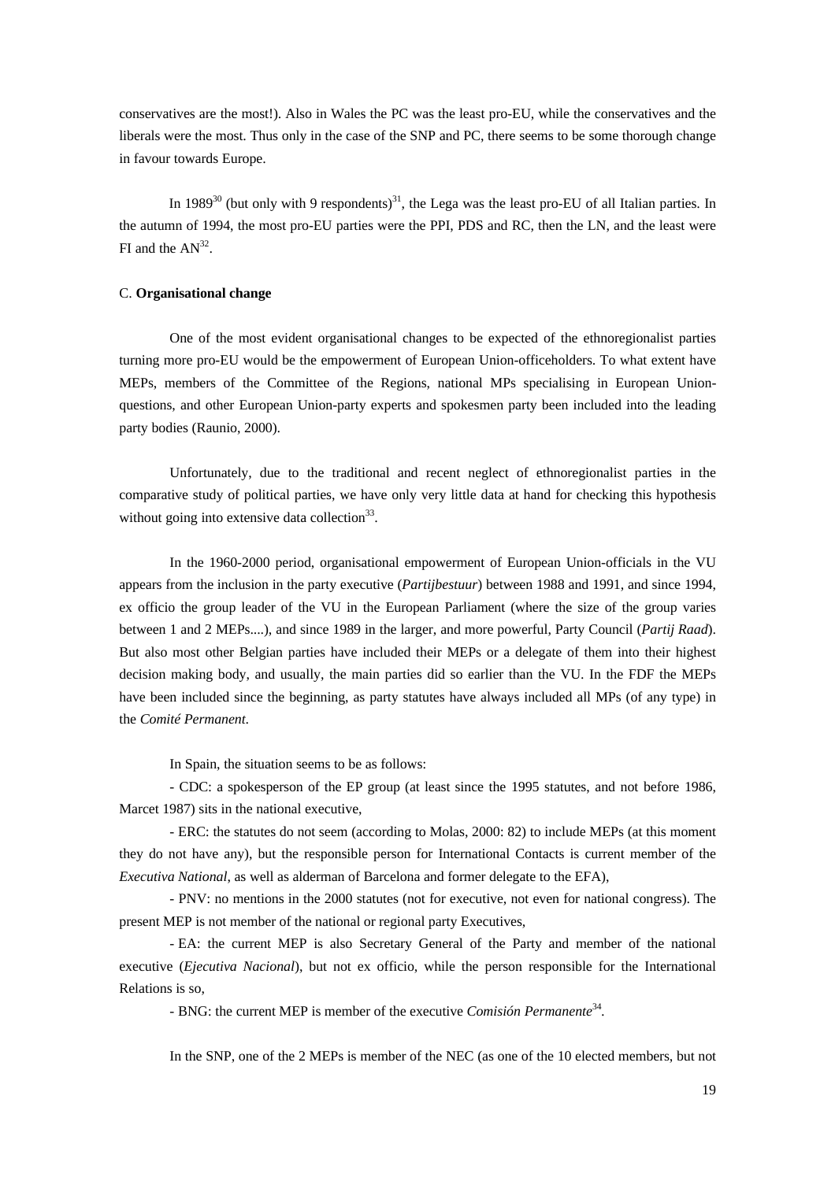conservatives are the most!). Also in Wales the PC was the least pro-EU, while the conservatives and the liberals were the most. Thus only in the case of the SNP and PC, there seems to be some thorough change in favour towards Europe.

In 1989[30] (but only with 9 respondents)[31], the Lega was the least pro-EU of all Italian parties. In the autumn of 1994, the most pro-EU parties were the PPI, PDS and RC, then the LN, and the least were FI and the AN[32].

C. **Organisational change**

One of the most evident organisational changes to be expected of the ethnoregionalist parties turning more pro-EU would be the empowerment of European Union-officeholders. To what extent have MEPs, members of the Committee of the Regions, national MPs specialising in European Union-questions, and other European Union-party experts and spokesmen party been included into the leading party bodies (Raunio, 2000).

Unfortunately, due to the traditional and recent neglect of ethnoregionalist parties in the comparative study of political parties, we have only very little data at hand for checking this hypothesis without going into extensive data collection[33].

In the 1960-2000 period, organisational empowerment of European Union-officials in the VU appears from the inclusion in the party executive (*Partijbestuur*) between 1988 and 1991, and since 1994, ex officio the group leader of the VU in the European Parliament (where the size of the group varies between 1 and 2 MEPs....), and since 1989 in the larger, and more powerful, Party Council (*Partij Raad*). But also most other Belgian parties have included their MEPs or a delegate of them into their highest decision making body, and usually, the main parties did so earlier than the VU. In the FDF the MEPs have been included since the beginning, as party statutes have always included all MPs (of any type) in the *Comité Permanent*.

In Spain, the situation seems to be as follows:

- CDC: a spokesperson of the EP group (at least since the 1995 statutes, and not before 1986, Marcet 1987) sits in the national executive,

- ERC: the statutes do not seem (according to Molas, 2000: 82) to include MEPs (at this moment they do not have any), but the responsible person for International Contacts is current member of the *Executiva National*, as well as alderman of Barcelona and former delegate to the EFA),

- PNV: no mentions in the 2000 statutes (not for executive, not even for national congress). The present MEP is not member of the national or regional party Executives,

- EA: the current MEP is also Secretary General of the Party and member of the national executive (*Ejecutiva Nacional*), but not ex officio, while the person responsible for the International Relations is so,

- BNG: the current MEP is member of the executive *Comisión Permanente*[34].

In the SNP, one of the 2 MEPs is member of the NEC (as one of the 10 elected members, but not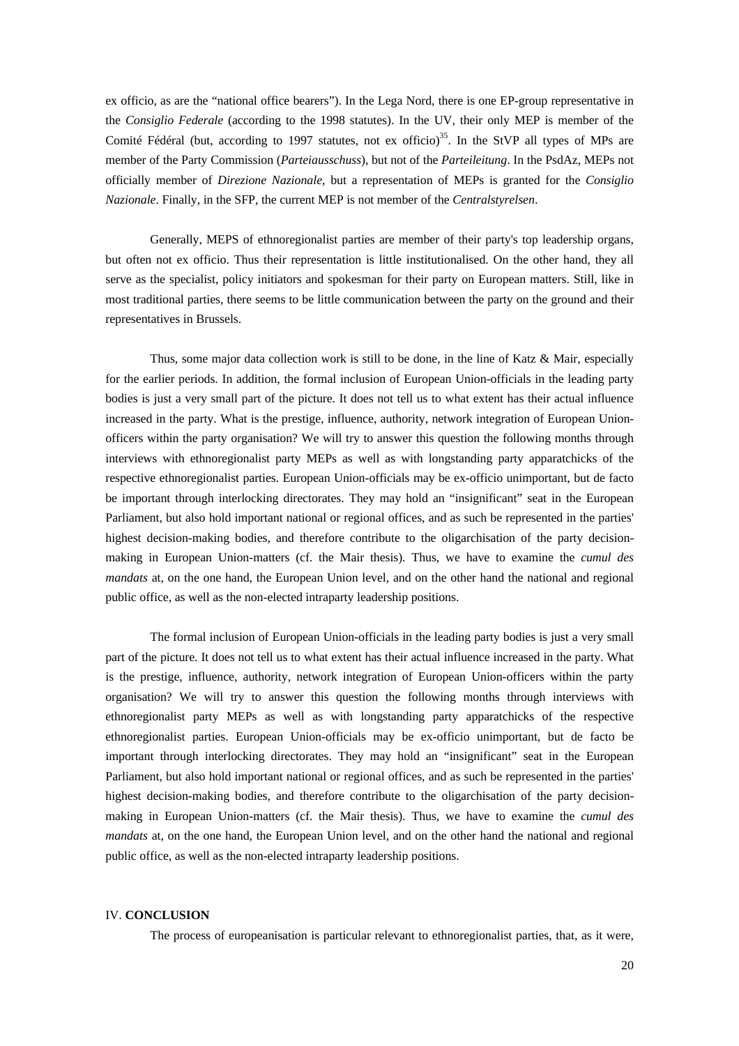ex officio, as are the "national office bearers"). In the Lega Nord, there is one EP-group representative in the *Consiglio Federale* (according to the 1998 statutes). In the UV, their only MEP is member of the Comité Fédéral (but, according to 1997 statutes, not ex officio)[35]. In the StVP all types of MPs are member of the Party Commission (*Parteiausschuss*), but not of the *Parteileitung*. In the PsdAz, MEPs not officially member of *Direzione Nazionale*, but a representation of MEPs is granted for the *Consiglio Nazionale*. Finally, in the SFP, the current MEP is not member of the *Centralstyrelsen*.

Generally, MEPS of ethnoregionalist parties are member of their party's top leadership organs, but often not ex officio. Thus their representation is little institutionalised. On the other hand, they all serve as the specialist, policy initiators and spokesman for their party on European matters. Still, like in most traditional parties, there seems to be little communication between the party on the ground and their representatives in Brussels.

Thus, some major data collection work is still to be done, in the line of Katz & Mair, especially for the earlier periods. In addition, the formal inclusion of European Union-officials in the leading party bodies is just a very small part of the picture. It does not tell us to what extent has their actual influence increased in the party. What is the prestige, influence, authority, network integration of European Union-officers within the party organisation? We will try to answer this question the following months through interviews with ethnoregionalist party MEPs as well as with longstanding party apparatchicks of the respective ethnoregionalist parties. European Union-officials may be ex-officio unimportant, but de facto be important through interlocking directorates. They may hold an "insignificant" seat in the European Parliament, but also hold important national or regional offices, and as such be represented in the parties' highest decision-making bodies, and therefore contribute to the oligarchisation of the party decision-making in European Union-matters (cf. the Mair thesis). Thus, we have to examine the *cumul des mandats* at, on the one hand, the European Union level, and on the other hand the national and regional public office, as well as the non-elected intraparty leadership positions.

The formal inclusion of European Union-officials in the leading party bodies is just a very small part of the picture. It does not tell us to what extent has their actual influence increased in the party. What is the prestige, influence, authority, network integration of European Union-officers within the party organisation? We will try to answer this question the following months through interviews with ethnoregionalist party MEPs as well as with longstanding party apparatchicks of the respective ethnoregionalist parties. European Union-officials may be ex-officio unimportant, but de facto be important through interlocking directorates. They may hold an "insignificant" seat in the European Parliament, but also hold important national or regional offices, and as such be represented in the parties' highest decision-making bodies, and therefore contribute to the oligarchisation of the party decision-making in European Union-matters (cf. the Mair thesis). Thus, we have to examine the *cumul des mandats* at, on the one hand, the European Union level, and on the other hand the national and regional public office, as well as the non-elected intraparty leadership positions.

## IV. **CONCLUSION**

The process of europeanisation is particular relevant to ethnoregionalist parties, that, as it were,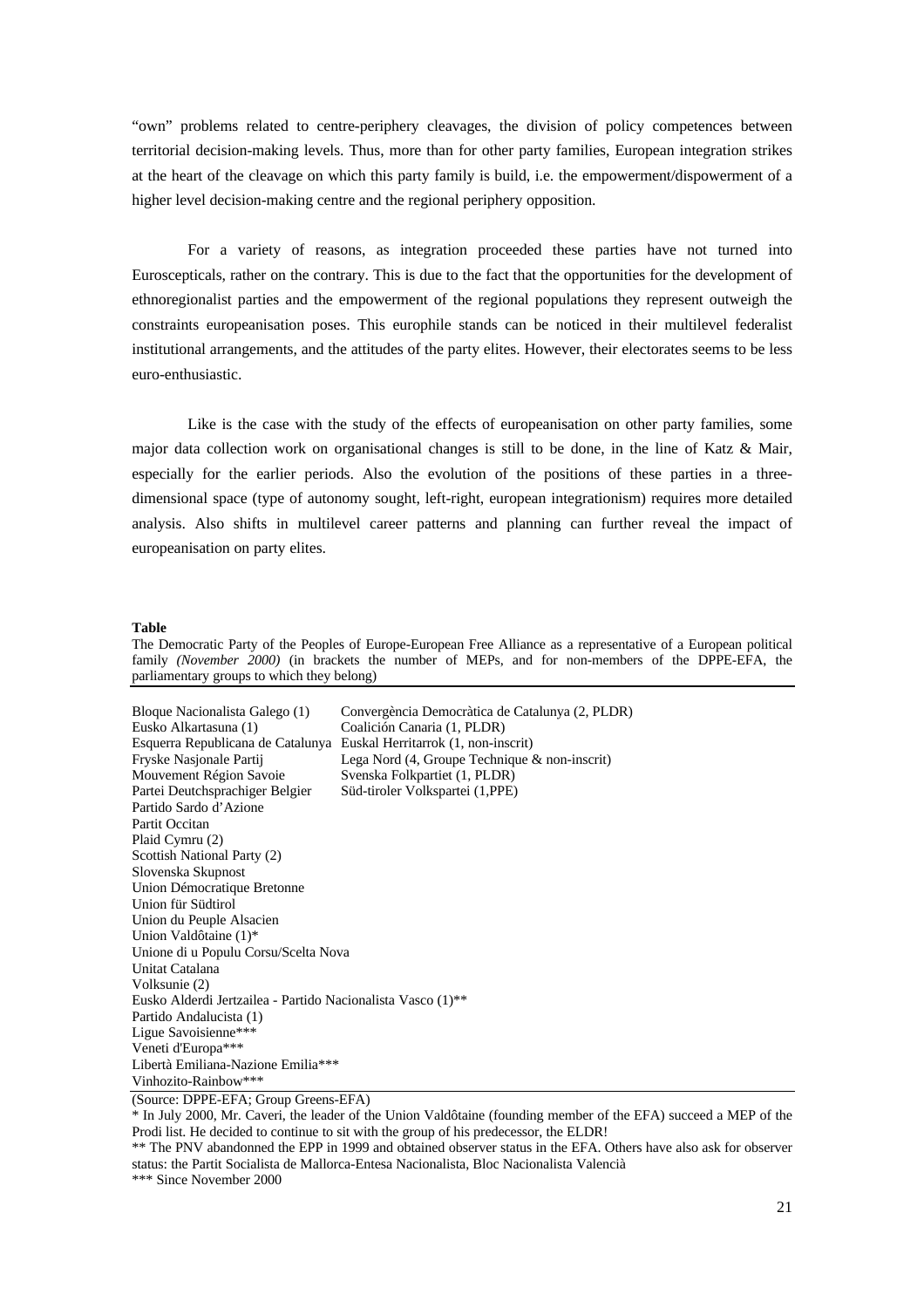"own" problems related to centre-periphery cleavages, the division of policy competences between territorial decision-making levels. Thus, more than for other party families, European integration strikes at the heart of the cleavage on which this party family is build, i.e. the empowerment/dispowerment of a higher level decision-making centre and the regional periphery opposition.

For a variety of reasons, as integration proceeded these parties have not turned into Eurosceptical, rather on the contrary. This is due to the fact that the opportunities for the development of ethnoregionalist parties and the empowerment of the regional populations they represent outweigh the constraints europeanisation poses. This europhile stands can be noticed in their multilevel federalist institutional arrangements, and the attitudes of the party elites. However, their electorates seems to be less euro-enthusiastic.

Like is the case with the study of the effects of europeanisation on other party families, some major data collection work on organisational changes is still to be done, in the line of Katz & Mair, especially for the earlier periods. Also the evolution of the positions of these parties in a three-dimensional space (type of autonomy sought, left-right, european integrationism) requires more detailed analysis. Also shifts in multilevel career patterns and planning can further reveal the impact of europeanisation on party elites.

**Table**

The Democratic Party of the Peoples of Europe-European Free Alliance as a representative of a European political family *(November 2000)* (in brackets the number of MEPs, and for non-members of the DPPE-EFA, the parliamentary groups to which they belong)

| | |
|---|---|
| Bloque Nacionalista Galego (1) | Convergència Democràtica de Catalunya (2, PLDR) |
| Eusko Alkartasuna (1) | Coalición Canaria (1, PLDR) |
| Esquerra Republicana de Catalunya | Euskal Herritarrok (1, non-inscrit) |
| Fryske Nasjonale Partij | Lega Nord (4, Groupe Technique & non-inscrit) |
| Mouvement Région Savoie | Svenska Folkpartiet (1, PLDR) |
| Partei Deutchsprachiger Belgier | Süd-tiroler Volkspartei (1,PPE) |
| Partido Sardo d'Azione | |
| Partit Occitan | |
| Plaid Cymru (2) | |
| Scottish National Party (2) | |
| Slovenska Skupnost | |
| Union Démocratique Bretonne | |
| Union für Südtirol | |
| Union du Peuple Alsacien | |
| Union Valdôtaine (1)* | |
| Unione di u Populu Corsu/Scelta Nova | |
| Unitat Catalana | |
| Volksunie (2) | |
| Eusko Alderdi Jertzailea - Partido Nacionalista Vasco (1)** | |
| Partido Andalucista (1) | |
| Ligue Savoisienne*** | |
| Veneti d'Europa*** | |
| Libertà Emiliana-Nazione Emilia*** | |
| Vinhozito-Rainbow*** | |

(Source: DPPE-EFA; Group Greens-EFA)

* In July 2000, Mr. Caveri, the leader of the Union Valdôtaine (founding member of the EFA) succeed a MEP of the Prodi list. He decided to continue to sit with the group of his predecessor, the ELDR!

** The PNV abandonned the EPP in 1999 and obtained observer status in the EFA. Others have also ask for observer status: the Partit Socialista de Mallorca-Entesa Nacionalista, Bloc Nacionalista Valencià

*** Since November 2000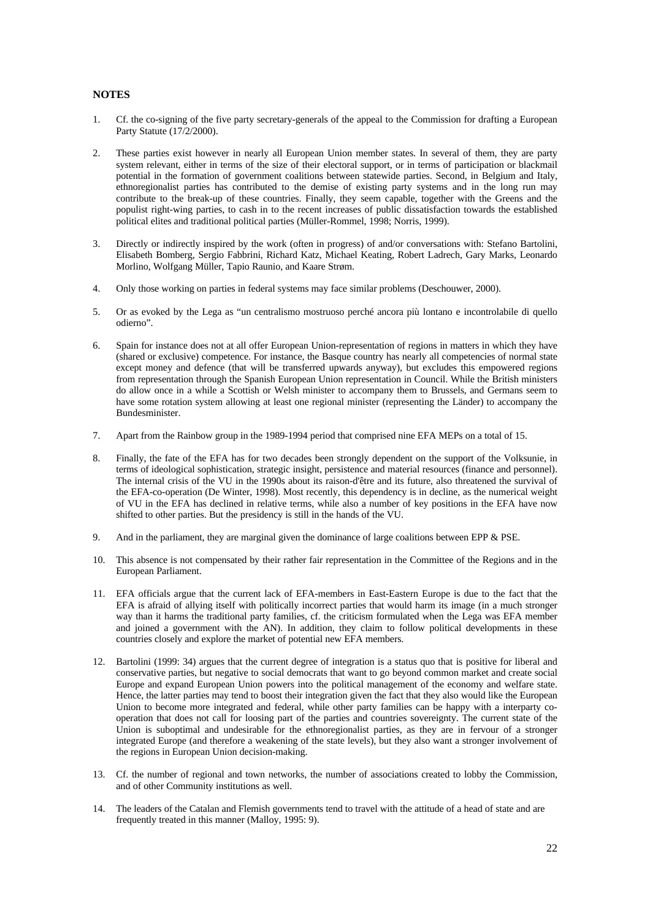## NOTES

1. Cf. the co-signing of the five party secretary-generals of the appeal to the Commission for drafting a European Party Statute (17/2/2000).

2. These parties exist however in nearly all European Union member states. In several of them, they are party system relevant, either in terms of the size of their electoral support, or in terms of participation or blackmail potential in the formation of government coalitions between statewide parties. Second, in Belgium and Italy, ethnoregionalist parties has contributed to the demise of existing party systems and in the long run may contribute to the break-up of these countries. Finally, they seem capable, together with the Greens and the populist right-wing parties, to cash in to the recent increases of public dissatisfaction towards the established political elites and traditional political parties (Müller-Rommel, 1998; Norris, 1999).

3. Directly or indirectly inspired by the work (often in progress) of and/or conversations with: Stefano Bartolini, Elisabeth Bomberg, Sergio Fabbrini, Richard Katz, Michael Keating, Robert Ladrech, Gary Marks, Leonardo Morlino, Wolfgang Müller, Tapio Raunio, and Kaare Strøm.

4. Only those working on parties in federal systems may face similar problems (Deschouwer, 2000).

5. Or as evoked by the Lega as "un centralismo mostruoso perché ancora più lontano e incontrolabile di quello odierno".

6. Spain for instance does not at all offer European Union-representation of regions in matters in which they have (shared or exclusive) competence. For instance, the Basque country has nearly all competencies of normal state except money and defence (that will be transferred upwards anyway), but excludes this empowered regions from representation through the Spanish European Union representation in Council. While the British ministers do allow once in a while a Scottish or Welsh minister to accompany them to Brussels, and Germans seem to have some rotation system allowing at least one regional minister (representing the Länder) to accompany the Bundesminister.

7. Apart from the Rainbow group in the 1989-1994 period that comprised nine EFA MEPs on a total of 15.

8. Finally, the fate of the EFA has for two decades been strongly dependent on the support of the Volksunie, in terms of ideological sophistication, strategic insight, persistence and material resources (finance and personnel). The internal crisis of the VU in the 1990s about its raison-d'être and its future, also threatened the survival of the EFA-co-operation (De Winter, 1998). Most recently, this dependency is in decline, as the numerical weight of VU in the EFA has declined in relative terms, while also a number of key positions in the EFA have now shifted to other parties. But the presidency is still in the hands of the VU.

9. And in the parliament, they are marginal given the dominance of large coalitions between EPP & PSE.

10. This absence is not compensated by their rather fair representation in the Committee of the Regions and in the European Parliament.

11. EFA officials argue that the current lack of EFA-members in East-Eastern Europe is due to the fact that the EFA is afraid of allying itself with politically incorrect parties that would harm its image (in a much stronger way than it harms the traditional party families, cf. the criticism formulated when the Lega was EFA member and joined a government with the AN). In addition, they claim to follow political developments in these countries closely and explore the market of potential new EFA members.

12. Bartolini (1999: 34) argues that the current degree of integration is a status quo that is positive for liberal and conservative parties, but negative to social democrats that want to go beyond common market and create social Europe and expand European Union powers into the political management of the economy and welfare state. Hence, the latter parties may tend to boost their integration given the fact that they also would like the European Union to become more integrated and federal, while other party families can be happy with a interparty co-operation that does not call for loosing part of the parties and countries sovereignty. The current state of the Union is suboptimal and undesirable for the ethnoregionalist parties, as they are in fervour of a stronger integrated Europe (and therefore a weakening of the state levels), but they also want a stronger involvement of the regions in European Union decision-making.

13. Cf. the number of regional and town networks, the number of associations created to lobby the Commission, and of other Community institutions as well.

14. The leaders of the Catalan and Flemish governments tend to travel with the attitude of a head of state and are frequently treated in this manner (Malloy, 1995: 9).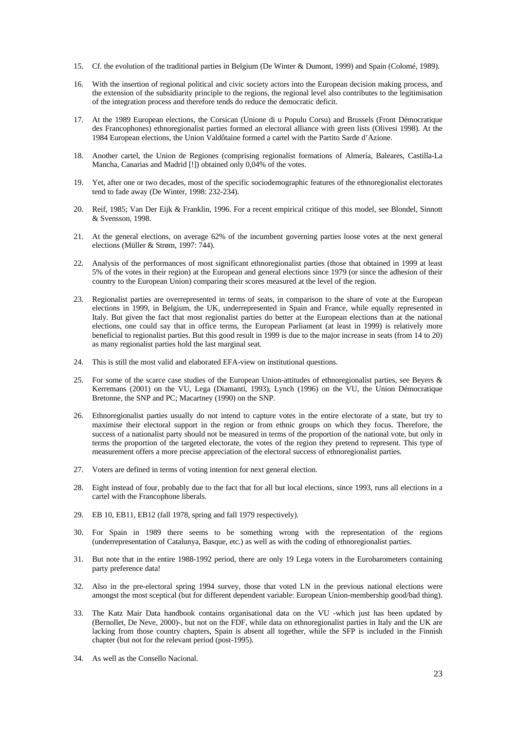15. Cf. the evolution of the traditional parties in Belgium (De Winter & Dumont, 1999) and Spain (Colomé, 1989).

16. With the insertion of regional political and civic society actors into the European decision making process, and the extension of the subsidiarity principle to the regions, the regional level also contributes to the legitimisation of the integration process and therefore tends do reduce the democratic deficit.

17. At the 1989 European elections, the Corsican (Unione di u Populu Corsu) and Brussels (Front Démocratique des Francophones) ethnoregionalist parties formed an electoral alliance with green lists (Olivesi 1998). At the 1984 European elections, the Union Valdôtaine formed a cartel with the Partito Sarde d'Azione.

18. Another cartel, the Union de Regiones (comprising regionalist formations of Almería, Baleares, Castilla-La Mancha, Canarias and Madrid [!]) obtained only 0,04% of the votes.

19. Yet, after one or two decades, most of the specific sociodemographic features of the ethnoregionalist electorates tend to fade away (De Winter, 1998: 232-234).

20. Reif, 1985; Van Der Eijk & Franklin, 1996. For a recent empirical critique of this model, see Blondel, Sinnott & Svensson, 1998.

21. At the general elections, on average 62% of the incumbent governing parties loose votes at the next general elections (Müller & Strøm, 1997: 744).

22. Analysis of the performances of most significant ethnoregionalist parties (those that obtained in 1999 at least 5% of the votes in their region) at the European and general elections since 1979 (or since the adhesion of their country to the European Union) comparing their scores measured at the level of the region.

23. Regionalist parties are overrepresented in terms of seats, in comparison to the share of vote at the European elections in 1999, in Belgium, the UK, underrepresented in Spain and France, while equally represented in Italy. But given the fact that most regionalist parties do better at the European elections than at the national elections, one could say that in office terms, the European Parliament (at least in 1999) is relatively more beneficial to regionalist parties. But this good result in 1999 is due to the major increase in seats (from 14 to 20) as many regionalist parties hold the last marginal seat.

24. This is still the most valid and elaborated EFA-view on institutional questions.

25. For some of the scarce case studies of the European Union-attitudes of ethnoregionalist parties, see Beyers & Kerremans (2001) on the VU, Lega (Diamanti, 1993), Lynch (1996) on the VU, the Union Démocratique Bretonne, the SNP and PC; Macartney (1990) on the SNP.

26. Ethnoregionalist parties usually do not intend to capture votes in the entire electorate of a state, but try to maximise their electoral support in the region or from ethnic groups on which they focus. Therefore, the success of a nationalist party should not be measured in terms of the proportion of the national vote, but only in terms the proportion of the targeted electorate, the votes of the region they pretend to represent. This type of measurement offers a more precise appreciation of the electoral success of ethnoregionalist parties.

27. Voters are defined in terms of voting intention for next general election.

28. Eight instead of four, probably due to the fact that for all but local elections, since 1993, runs all elections in a cartel with the Francophone liberals.

29. EB 10, EB11, EB12 (fall 1978, spring and fall 1979 respectively).

30. For Spain in 1989 there seems to be something wrong with the representation of the regions (underrepresentation of Catalunya, Basque, etc.) as well as with the coding of ethnoregionalist parties.

31. But note that in the entire 1988-1992 period, there are only 19 Lega voters in the Eurobarometers containing party preference data!

32. Also in the pre-electoral spring 1994 survey, those that voted LN in the previous national elections were amongst the most sceptical (but for different dependent variable: European Union-membership good/bad thing).

33. The Katz Mair Data handbook contains organisational data on the VU -which just has been updated by (Bernollet, De Neve, 2000)-, but not on the FDF, while data on ethnoregionalist parties in Italy and the UK are lacking from those country chapters, Spain is absent all together, while the SFP is included in the Finnish chapter (but not for the relevant period (post-1995).

34. As well as the Consello Nacional.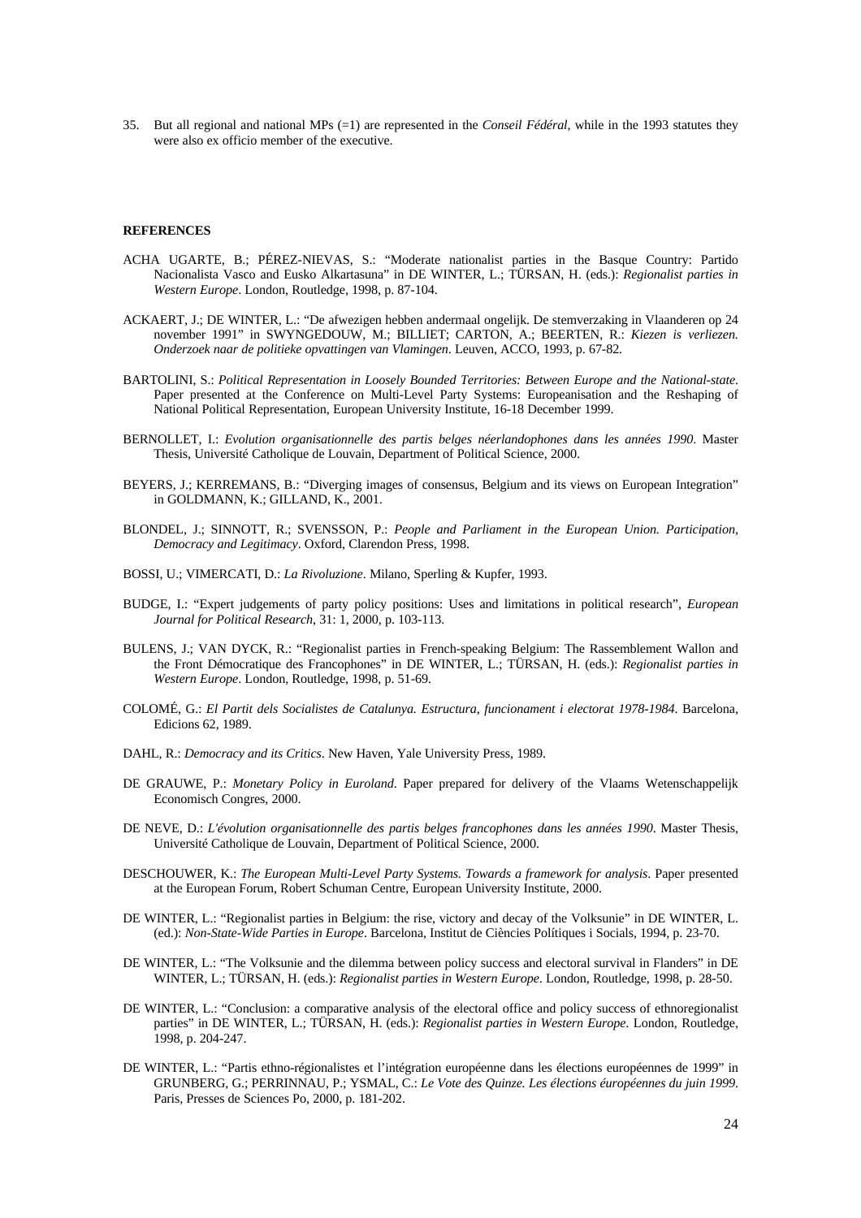35. But all regional and national MPs (=1) are represented in the *Conseil Fédéral,* while in the 1993 statutes they were also ex officio member of the executive.

**REFERENCES**

ACHA UGARTE, B.; PÉREZ-NIEVAS, S.: "Moderate nationalist parties in the Basque Country: Partido Nacionalista Vasco and Eusko Alkartasuna" in DE WINTER, L.; TÜRSAN, H. (eds.): *Regionalist parties in Western Europe*. London, Routledge, 1998, p. 87-104.

ACKAERT, J.; DE WINTER, L.: "De afwezigen hebben andermaal ongelijk. De stemverzaking in Vlaanderen op 24 november 1991" in SWYNGEDOUW, M.; BILLIET; CARTON, A.; BEERTEN, R.: *Kiezen is verliezen. Onderzoek naar de politieke opvattingen van Vlamingen*. Leuven, ACCO, 1993, p. 67-82.

BARTOLINI, S.: *Political Representation in Loosely Bounded Territories: Between Europe and the National-state*. Paper presented at the Conference on Multi-Level Party Systems: Europeanisation and the Reshaping of National Political Representation, European University Institute, 16-18 December 1999.

BERNOLLET, I.: *Evolution organisationnelle des partis belges néerlandophones dans les années 1990*. Master Thesis, Université Catholique de Louvain, Department of Political Science, 2000.

BEYERS, J.; KERREMANS, B.: "Diverging images of consensus, Belgium and its views on European Integration" in GOLDMANN, K.; GILLAND, K., 2001.

BLONDEL, J.; SINNOTT, R.; SVENSSON, P.: *People and Parliament in the European Union. Participation, Democracy and Legitimacy*. Oxford, Clarendon Press, 1998.

BOSSI, U.; VIMERCATI, D.: *La Rivoluzione*. Milano, Sperling & Kupfer, 1993.

BUDGE, I.: "Expert judgements of party policy positions: Uses and limitations in political research", *European Journal for Political Research*, 31: 1, 2000, p. 103-113.

BULENS, J.; VAN DYCK, R.: "Regionalist parties in French-speaking Belgium: The Rassemblement Wallon and the Front Démocratique des Francophones" in DE WINTER, L.; TÜRSAN, H. (eds.): *Regionalist parties in Western Europe*. London, Routledge, 1998, p. 51-69.

COLOMÉ, G.: *El Partit dels Socialistes de Catalunya. Estructura, funcionament i electorat 1978-1984*. Barcelona, Edicions 62, 1989.

DAHL, R.: *Democracy and its Critics*. New Haven, Yale University Press, 1989.

DE GRAUWE, P.: *Monetary Policy in Euroland*. Paper prepared for delivery of the Vlaams Wetenschappelijk Economisch Congres, 2000.

DE NEVE, D.: *L'évolution organisationnelle des partis belges francophones dans les années 1990*. Master Thesis, Université Catholique de Louvain, Department of Political Science, 2000.

DESCHOUWER, K.: *The European Multi-Level Party Systems. Towards a framework for analysis*. Paper presented at the European Forum, Robert Schuman Centre, European University Institute, 2000.

DE WINTER, L.: "Regionalist parties in Belgium: the rise, victory and decay of the Volksunie" in DE WINTER, L. (ed.): *Non-State-Wide Parties in Europe*. Barcelona, Institut de Ciències Polítiques i Socials, 1994, p. 23-70.

DE WINTER, L.: "The Volksunie and the dilemma between policy success and electoral survival in Flanders" in DE WINTER, L.; TÜRSAN, H. (eds.): *Regionalist parties in Western Europe*. London, Routledge, 1998, p. 28-50.

DE WINTER, L.: "Conclusion: a comparative analysis of the electoral office and policy success of ethnoregionalist parties" in DE WINTER, L.; TÜRSAN, H. (eds.): *Regionalist parties in Western Europe*. London, Routledge, 1998, p. 204-247.

DE WINTER, L.: "Partis ethno-régionalistes et l'intégration européenne dans les élections européennes de 1999" in GRUNBERG, G.; PERRINNAU, P.; YSMAL, C.: *Le Vote des Quinze. Les élections éuropéennes du juin 1999*. Paris, Presses de Sciences Po, 2000, p. 181-202.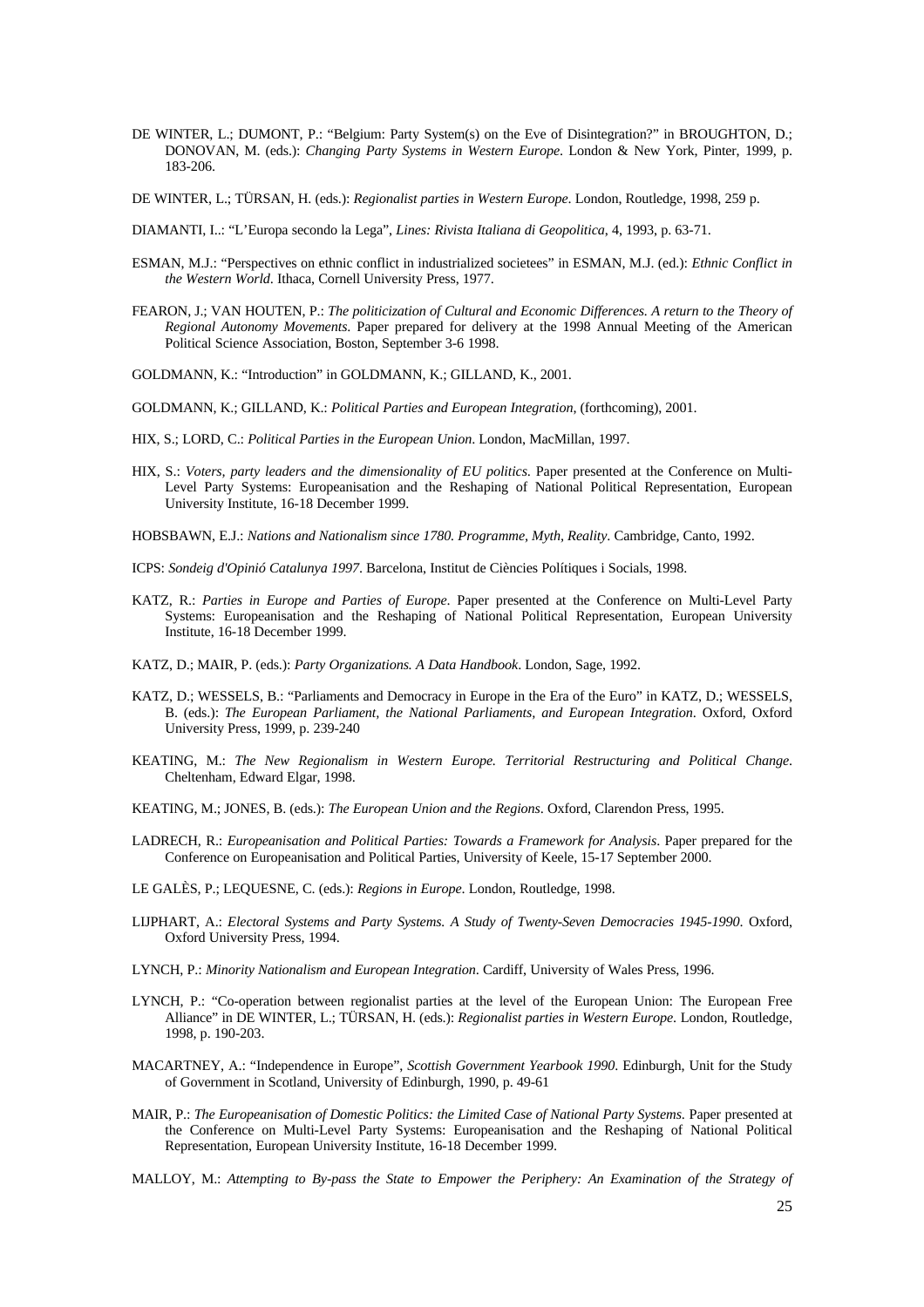DE WINTER, L.; DUMONT, P.: "Belgium: Party System(s) on the Eve of Disintegration?" in BROUGHTON, D.; DONOVAN, M. (eds.): *Changing Party Systems in Western Europe*. London & New York, Pinter, 1999, p. 183-206.

DE WINTER, L.; TÜRSAN, H. (eds.): *Regionalist parties in Western Europe*. London, Routledge, 1998, 259 p.

DIAMANTI, I..: "L'Europa secondo la Lega", *Lines: Rivista Italiana di Geopolitica*, 4, 1993, p. 63-71.

ESMAN, M.J.: "Perspectives on ethnic conflict in industrialized societees" in ESMAN, M.J. (ed.): *Ethnic Conflict in the Western World*. Ithaca, Cornell University Press, 1977.

FEARON, J.; VAN HOUTEN, P.: *The politicization of Cultural and Economic Differences. A return to the Theory of Regional Autonomy Movements*. Paper prepared for delivery at the 1998 Annual Meeting of the American Political Science Association, Boston, September 3-6 1998.

GOLDMANN, K.: "Introduction" in GOLDMANN, K.; GILLAND, K., 2001.

GOLDMANN, K.; GILLAND, K.: *Political Parties and European Integration*, (forthcoming), 2001.

HIX, S.; LORD, C.: *Political Parties in the European Union*. London, MacMillan, 1997.

HIX, S.: *Voters, party leaders and the dimensionality of EU politics*. Paper presented at the Conference on Multi-Level Party Systems: Europeanisation and the Reshaping of National Political Representation, European University Institute, 16-18 December 1999.

HOBSBAWN, E.J.: *Nations and Nationalism since 1780. Programme, Myth, Reality*. Cambridge, Canto, 1992.

ICPS: *Sondeig d'Opinió Catalunya 1997*. Barcelona, Institut de Ciències Polítiques i Socials, 1998.

KATZ, R.: *Parties in Europe and Parties of Europe*. Paper presented at the Conference on Multi-Level Party Systems: Europeanisation and the Reshaping of National Political Representation, European University Institute, 16-18 December 1999.

KATZ, D.; MAIR, P. (eds.): *Party Organizations. A Data Handbook*. London, Sage, 1992.

KATZ, D.; WESSELS, B.: "Parliaments and Democracy in Europe in the Era of the Euro" in KATZ, D.; WESSELS, B. (eds.): *The European Parliament, the National Parliaments, and European Integration*. Oxford, Oxford University Press, 1999, p. 239-240

KEATING, M.: *The New Regionalism in Western Europe. Territorial Restructuring and Political Change*. Cheltenham, Edward Elgar, 1998.

KEATING, M.; JONES, B. (eds.): *The European Union and the Regions*. Oxford, Clarendon Press, 1995.

LADRECH, R.: *Europeanisation and Political Parties: Towards a Framework for Analysis*. Paper prepared for the Conference on Europeanisation and Political Parties, University of Keele, 15-17 September 2000.

LE GALÈS, P.; LEQUESNE, C. (eds.): *Regions in Europe*. London, Routledge, 1998.

LIJPHART, A.: *Electoral Systems and Party Systems. A Study of Twenty-Seven Democracies 1945-1990*. Oxford, Oxford University Press, 1994.

LYNCH, P.: *Minority Nationalism and European Integration*. Cardiff, University of Wales Press, 1996.

LYNCH, P.: "Co-operation between regionalist parties at the level of the European Union: The European Free Alliance" in DE WINTER, L.; TÜRSAN, H. (eds.): *Regionalist parties in Western Europe*. London, Routledge, 1998, p. 190-203.

MACARTNEY, A.: "Independence in Europe", *Scottish Government Yearbook 1990*. Edinburgh, Unit for the Study of Government in Scotland, University of Edinburgh, 1990, p. 49-61

MAIR, P.: *The Europeanisation of Domestic Politics: the Limited Case of National Party Systems*. Paper presented at the Conference on Multi-Level Party Systems: Europeanisation and the Reshaping of National Political Representation, European University Institute, 16-18 December 1999.

MALLOY, M.: *Attempting to By-pass the State to Empower the Periphery: An Examination of the Strategy of*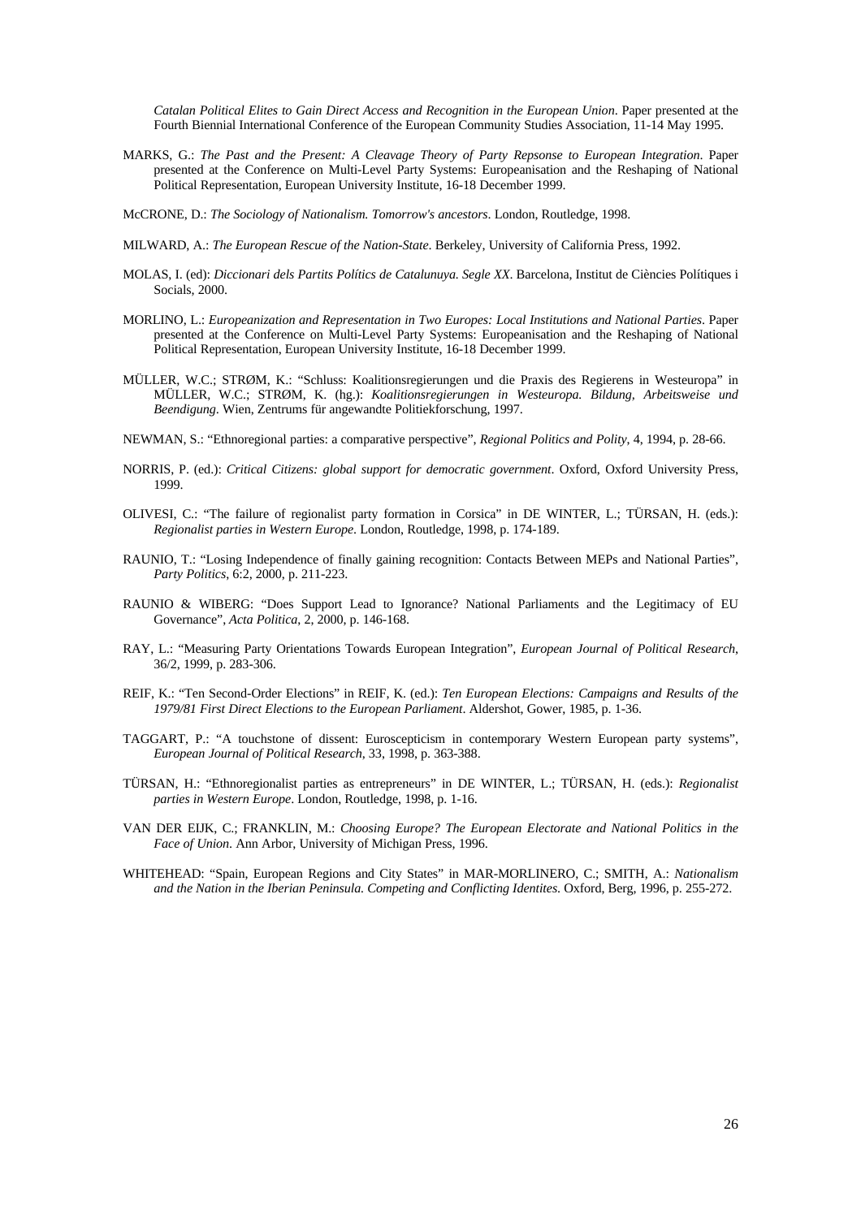*Catalan Political Elites to Gain Direct Access and Recognition in the European Union*. Paper presented at the Fourth Biennial International Conference of the European Community Studies Association, 11-14 May 1995.

MARKS, G.: *The Past and the Present: A Cleavage Theory of Party Repsonse to European Integration*. Paper presented at the Conference on Multi-Level Party Systems: Europeanisation and the Reshaping of National Political Representation, European University Institute, 16-18 December 1999.

McCRONE, D.: *The Sociology of Nationalism. Tomorrow's ancestors*. London, Routledge, 1998.

MILWARD, A.: *The European Rescue of the Nation-State*. Berkeley, University of California Press, 1992.

MOLAS, I. (ed): *Diccionari dels Partits Polítics de Catalunuya. Segle XX*. Barcelona, Institut de Ciències Polítiques i Socials, 2000.

MORLINO, L.: *Europeanization and Representation in Two Europes: Local Institutions and National Parties*. Paper presented at the Conference on Multi-Level Party Systems: Europeanisation and the Reshaping of National Political Representation, European University Institute, 16-18 December 1999.

MÜLLER, W.C.; STRØM, K.: "Schluss: Koalitionsregierungen und die Praxis des Regierens in Westeuropa" in MÜLLER, W.C.; STRØM, K. (hg.): *Koalitionsregierungen in Westeuropa. Bildung, Arbeitsweise und Beendigung*. Wien, Zentrums für angewandte Politiekforschung, 1997.

NEWMAN, S.: "Ethnoregional parties: a comparative perspective", *Regional Politics and Polity*, 4, 1994, p. 28-66.

NORRIS, P. (ed.): *Critical Citizens: global support for democratic government*. Oxford, Oxford University Press, 1999.

OLIVESI, C.: "The failure of regionalist party formation in Corsica" in DE WINTER, L.; TÜRSAN, H. (eds.): *Regionalist parties in Western Europe*. London, Routledge, 1998, p. 174-189.

RAUNIO, T.: "Losing Independence of finally gaining recognition: Contacts Between MEPs and National Parties", *Party Politics*, 6:2, 2000, p. 211-223.

RAUNIO & WIBERG: "Does Support Lead to Ignorance? National Parliaments and the Legitimacy of EU Governance", *Acta Politica*, 2, 2000, p. 146-168.

RAY, L.: "Measuring Party Orientations Towards European Integration", *European Journal of Political Research*, 36/2, 1999, p. 283-306.

REIF, K.: "Ten Second-Order Elections" in REIF, K. (ed.): *Ten European Elections: Campaigns and Results of the 1979/81 First Direct Elections to the European Parliament*. Aldershot, Gower, 1985, p. 1-36.

TAGGART, P.: "A touchstone of dissent: Euroscepticism in contemporary Western European party systems", *European Journal of Political Research*, 33, 1998, p. 363-388.

TÜRSAN, H.: "Ethnoregionalist parties as entrepreneurs" in DE WINTER, L.; TÜRSAN, H. (eds.): *Regionalist parties in Western Europe*. London, Routledge, 1998, p. 1-16.

VAN DER EIJK, C.; FRANKLIN, M.: *Choosing Europe? The European Electorate and National Politics in the Face of Union*. Ann Arbor, University of Michigan Press, 1996.

WHITEHEAD: "Spain, European Regions and City States" in MAR-MORLINERO, C.; SMITH, A.: *Nationalism and the Nation in the Iberian Peninsula. Competing and Conflicting Identites*. Oxford, Berg, 1996, p. 255-272.